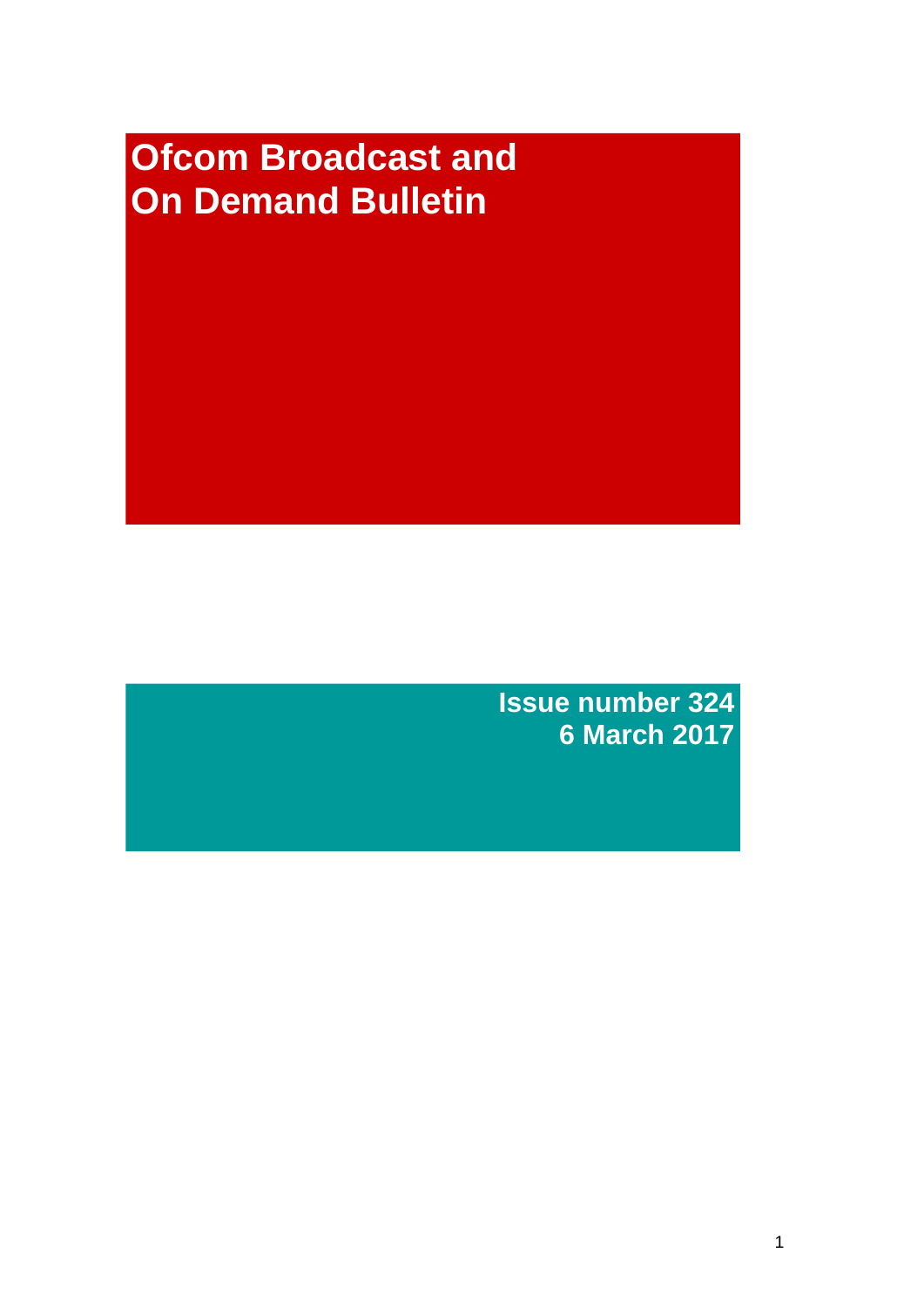# Ofcom Broadcast and On Demand Bulletin

**Issue number 324**
**6 March 2017**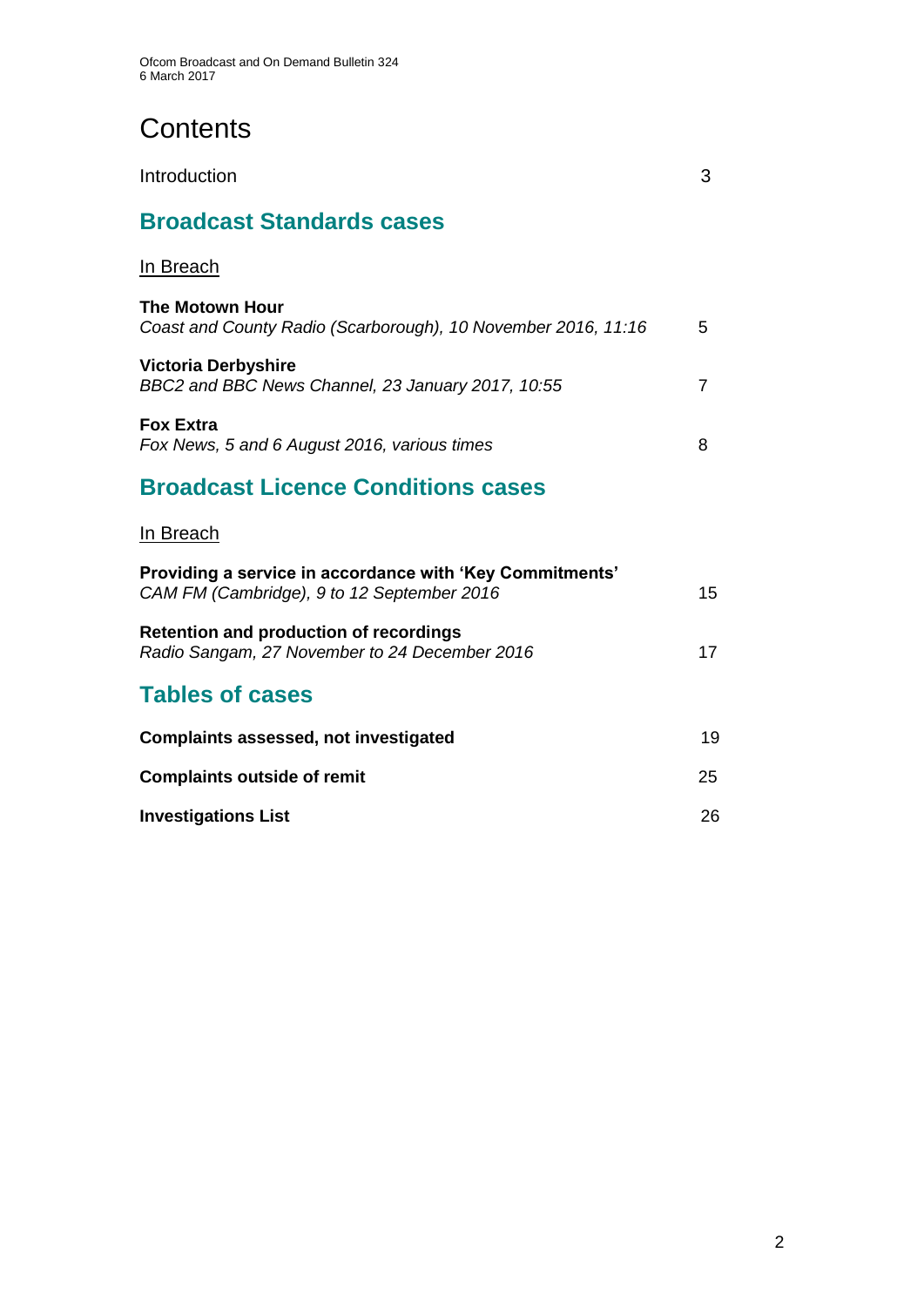# Contents

Introduction 3

## Broadcast Standards cases

In Breach

**The Motown Hour**
*Coast and County Radio (Scarborough), 10 November 2016, 11:16* 5

**Victoria Derbyshire**
*BBC2 and BBC News Channel, 23 January 2017, 10:55* 7

**Fox Extra**
*Fox News, 5 and 6 August 2016, various times* 8

## Broadcast Licence Conditions cases

In Breach

**Providing a service in accordance with 'Key Commitments'**
*CAM FM (Cambridge), 9 to 12 September 2016* 15

**Retention and production of recordings**
*Radio Sangam, 27 November to 24 December 2016* 17

## Tables of cases

**Complaints assessed, not investigated** 19

**Complaints outside of remit** 25

**Investigations List** 26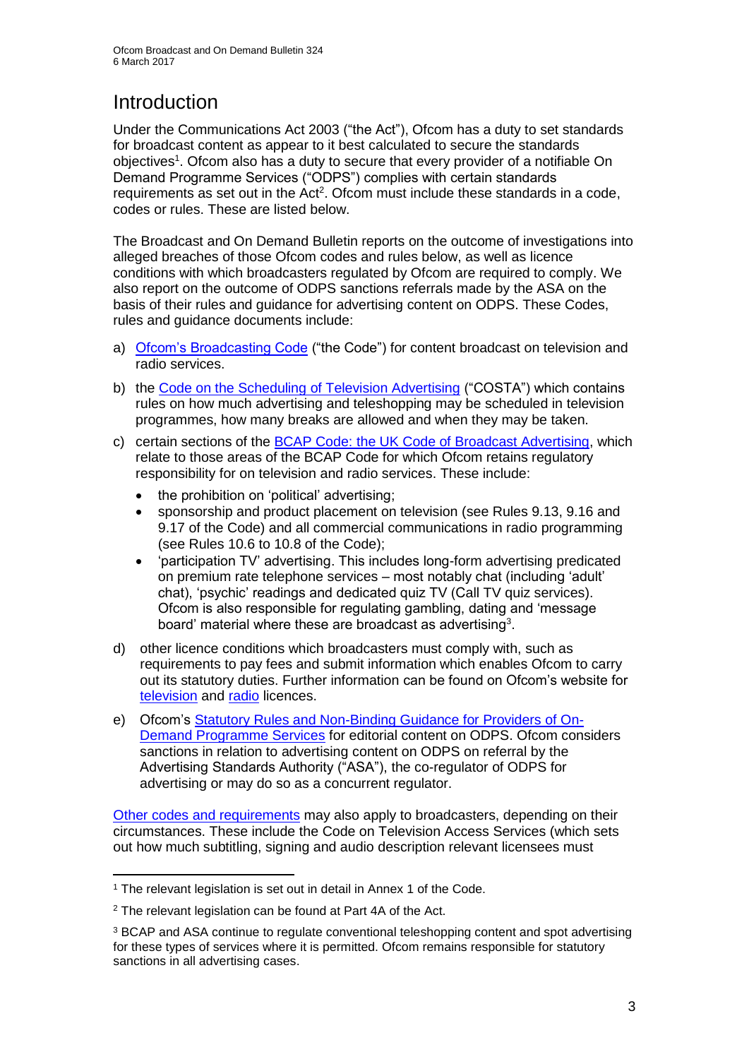# Introduction

Under the Communications Act 2003 ("the Act"), Ofcom has a duty to set standards for broadcast content as appear to it best calculated to secure the standards objectives[1]. Ofcom also has a duty to secure that every provider of a notifiable On Demand Programme Services ("ODPS") complies with certain standards requirements as set out in the Act[2]. Ofcom must include these standards in a code, codes or rules. These are listed below.

The Broadcast and On Demand Bulletin reports on the outcome of investigations into alleged breaches of those Ofcom codes and rules below, as well as licence conditions with which broadcasters regulated by Ofcom are required to comply. We also report on the outcome of ODPS sanctions referrals made by the ASA on the basis of their rules and guidance for advertising content on ODPS. These Codes, rules and guidance documents include:

a) Ofcom's Broadcasting Code ("the Code") for content broadcast on television and radio services.

b) the Code on the Scheduling of Television Advertising ("COSTA") which contains rules on how much advertising and teleshopping may be scheduled in television programmes, how many breaks are allowed and when they may be taken.

c) certain sections of the BCAP Code: the UK Code of Broadcast Advertising, which relate to those areas of the BCAP Code for which Ofcom retains regulatory responsibility for on television and radio services. These include:
   - the prohibition on 'political' advertising;
   - sponsorship and product placement on television (see Rules 9.13, 9.16 and 9.17 of the Code) and all commercial communications in radio programming (see Rules 10.6 to 10.8 of the Code);
   - 'participation TV' advertising. This includes long-form advertising predicated on premium rate telephone services – most notably chat (including 'adult' chat), 'psychic' readings and dedicated quiz TV (Call TV quiz services). Ofcom is also responsible for regulating gambling, dating and 'message board' material where these are broadcast as advertising[3].

d) other licence conditions which broadcasters must comply with, such as requirements to pay fees and submit information which enables Ofcom to carry out its statutory duties. Further information can be found on Ofcom's website for television and radio licences.

e) Ofcom's Statutory Rules and Non-Binding Guidance for Providers of On-Demand Programme Services for editorial content on ODPS. Ofcom considers sanctions in relation to advertising content on ODPS on referral by the Advertising Standards Authority ("ASA"), the co-regulator of ODPS for advertising or may do so as a concurrent regulator.

Other codes and requirements may also apply to broadcasters, depending on their circumstances. These include the Code on Television Access Services (which sets out how much subtitling, signing and audio description relevant licensees must

---

[1] The relevant legislation is set out in detail in Annex 1 of the Code.

[2] The relevant legislation can be found at Part 4A of the Act.

[3] BCAP and ASA continue to regulate conventional teleshopping content and spot advertising for these types of services where it is permitted. Ofcom remains responsible for statutory sanctions in all advertising cases.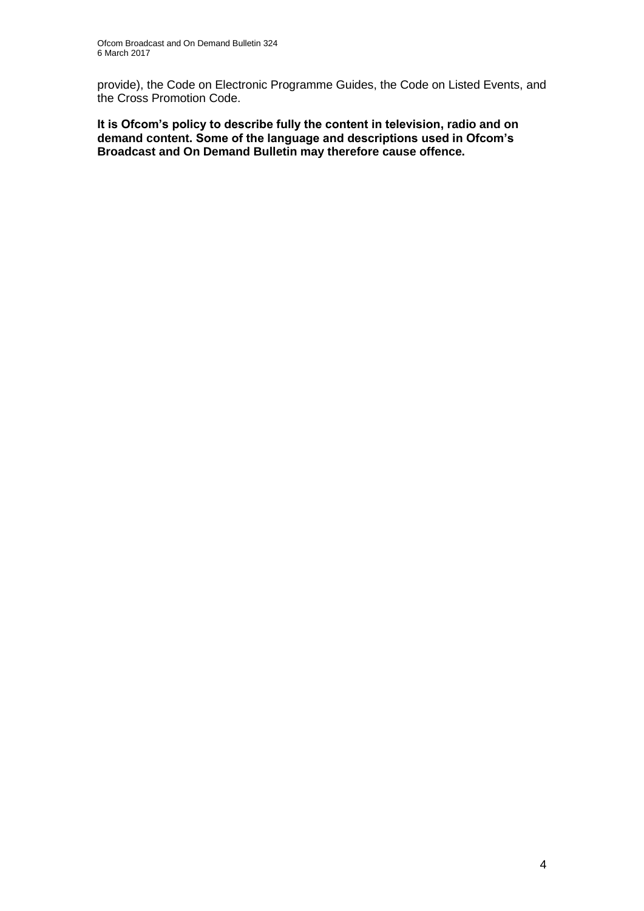provide), the Code on Electronic Programme Guides, the Code on Listed Events, and the Cross Promotion Code.

**It is Ofcom's policy to describe fully the content in television, radio and on demand content. Some of the language and descriptions used in Ofcom's Broadcast and On Demand Bulletin may therefore cause offence.**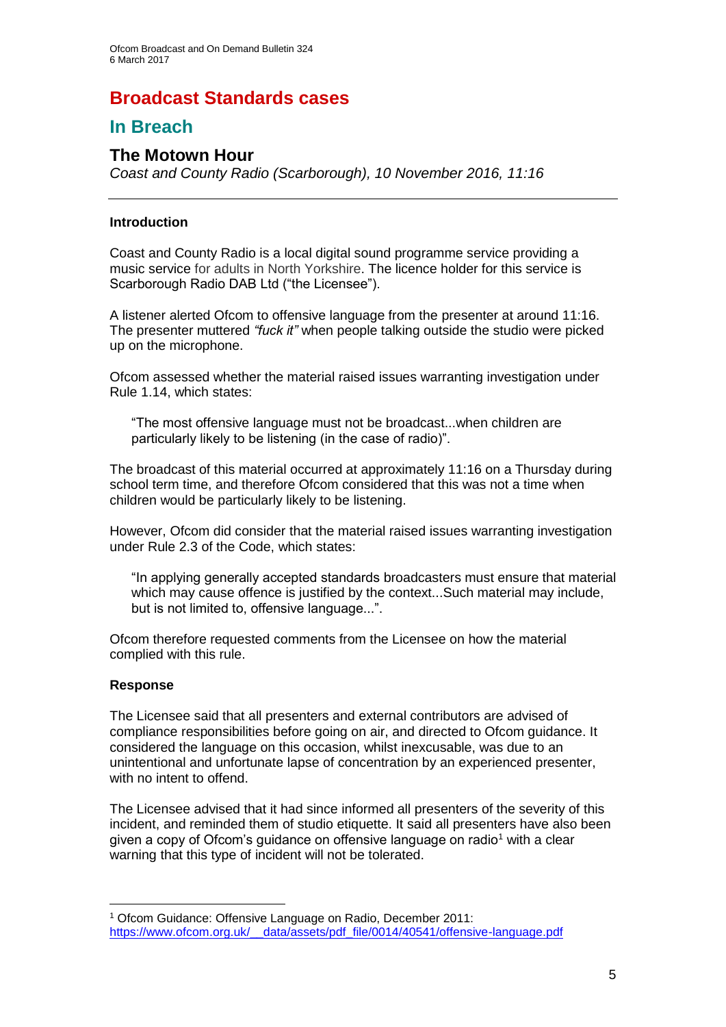# Broadcast Standards cases

## In Breach

### The Motown Hour

*Coast and County Radio (Scarborough), 10 November 2016, 11:16*

---

**Introduction**

Coast and County Radio is a local digital sound programme service providing a music service for adults in North Yorkshire. The licence holder for this service is Scarborough Radio DAB Ltd ("the Licensee").

A listener alerted Ofcom to offensive language from the presenter at around 11:16. The presenter muttered *"fuck it"* when people talking outside the studio were picked up on the microphone.

Ofcom assessed whether the material raised issues warranting investigation under Rule 1.14, which states:

> "The most offensive language must not be broadcast...when children are particularly likely to be listening (in the case of radio)".

The broadcast of this material occurred at approximately 11:16 on a Thursday during school term time, and therefore Ofcom considered that this was not a time when children would be particularly likely to be listening.

However, Ofcom did consider that the material raised issues warranting investigation under Rule 2.3 of the Code, which states:

> "In applying generally accepted standards broadcasters must ensure that material which may cause offence is justified by the context...Such material may include, but is not limited to, offensive language...".

Ofcom therefore requested comments from the Licensee on how the material complied with this rule.

**Response**

The Licensee said that all presenters and external contributors are advised of compliance responsibilities before going on air, and directed to Ofcom guidance. It considered the language on this occasion, whilst inexcusable, was due to an unintentional and unfortunate lapse of concentration by an experienced presenter, with no intent to offend.

The Licensee advised that it had since informed all presenters of the severity of this incident, and reminded them of studio etiquette. It said all presenters have also been given a copy of Ofcom's guidance on offensive language on radio[1] with a clear warning that this type of incident will not be tolerated.

---

[1] Ofcom Guidance: Offensive Language on Radio, December 2011: https://www.ofcom.org.uk/__data/assets/pdf_file/0014/40541/offensive-language.pdf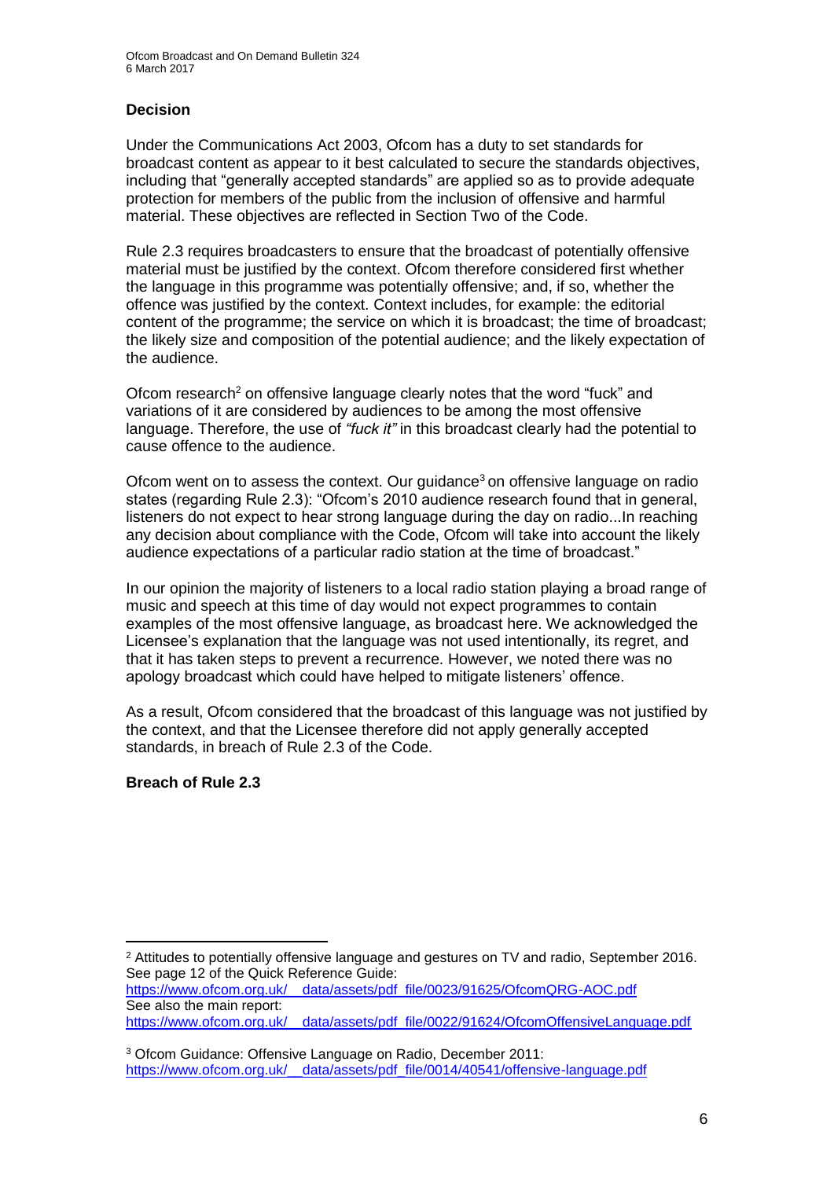### Decision

Under the Communications Act 2003, Ofcom has a duty to set standards for broadcast content as appear to it best calculated to secure the standards objectives, including that "generally accepted standards" are applied so as to provide adequate protection for members of the public from the inclusion of offensive and harmful material. These objectives are reflected in Section Two of the Code.

Rule 2.3 requires broadcasters to ensure that the broadcast of potentially offensive material must be justified by the context. Ofcom therefore considered first whether the language in this programme was potentially offensive; and, if so, whether the offence was justified by the context. Context includes, for example: the editorial content of the programme; the service on which it is broadcast; the time of broadcast; the likely size and composition of the potential audience; and the likely expectation of the audience.

Ofcom research[2] on offensive language clearly notes that the word "fuck" and variations of it are considered by audiences to be among the most offensive language. Therefore, the use of *"fuck it"* in this broadcast clearly had the potential to cause offence to the audience.

Ofcom went on to assess the context. Our guidance[3] on offensive language on radio states (regarding Rule 2.3): "Ofcom's 2010 audience research found that in general, listeners do not expect to hear strong language during the day on radio...In reaching any decision about compliance with the Code, Ofcom will take into account the likely audience expectations of a particular radio station at the time of broadcast."

In our opinion the majority of listeners to a local radio station playing a broad range of music and speech at this time of day would not expect programmes to contain examples of the most offensive language, as broadcast here. We acknowledged the Licensee's explanation that the language was not used intentionally, its regret, and that it has taken steps to prevent a recurrence. However, we noted there was no apology broadcast which could have helped to mitigate listeners' offence.

As a result, Ofcom considered that the broadcast of this language was not justified by the context, and that the Licensee therefore did not apply generally accepted standards, in breach of Rule 2.3 of the Code.

**Breach of Rule 2.3**

---

[2] Attitudes to potentially offensive language and gestures on TV and radio, September 2016. See page 12 of the Quick Reference Guide:
https://www.ofcom.org.uk/__data/assets/pdf_file/0023/91625/OfcomQRG-AOC.pdf
See also the main report:
https://www.ofcom.org.uk/__data/assets/pdf_file/0022/91624/OfcomOffensiveLanguage.pdf

[3] Ofcom Guidance: Offensive Language on Radio, December 2011:
https://www.ofcom.org.uk/__data/assets/pdf_file/0014/40541/offensive-language.pdf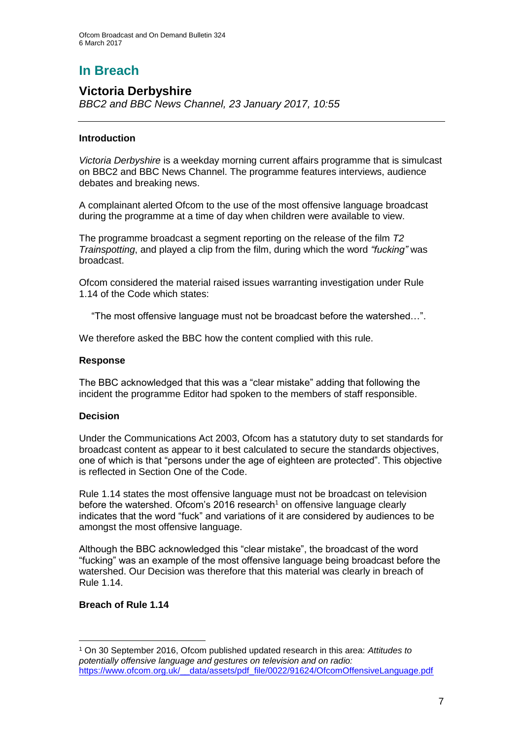# In Breach

## Victoria Derbyshire

*BBC2 and BBC News Channel, 23 January 2017, 10:55*

### Introduction

*Victoria Derbyshire* is a weekday morning current affairs programme that is simulcast on BBC2 and BBC News Channel. The programme features interviews, audience debates and breaking news.

A complainant alerted Ofcom to the use of the most offensive language broadcast during the programme at a time of day when children were available to view.

The programme broadcast a segment reporting on the release of the film *T2 Trainspotting*, and played a clip from the film, during which the word *"fucking"* was broadcast.

Ofcom considered the material raised issues warranting investigation under Rule 1.14 of the Code which states:

> "The most offensive language must not be broadcast before the watershed…".

We therefore asked the BBC how the content complied with this rule.

### Response

The BBC acknowledged that this was a "clear mistake" adding that following the incident the programme Editor had spoken to the members of staff responsible.

### Decision

Under the Communications Act 2003, Ofcom has a statutory duty to set standards for broadcast content as appear to it best calculated to secure the standards objectives, one of which is that "persons under the age of eighteen are protected". This objective is reflected in Section One of the Code.

Rule 1.14 states the most offensive language must not be broadcast on television before the watershed. Ofcom's 2016 research[1] on offensive language clearly indicates that the word "fuck" and variations of it are considered by audiences to be amongst the most offensive language.

Although the BBC acknowledged this "clear mistake", the broadcast of the word "fucking" was an example of the most offensive language being broadcast before the watershed. Our Decision was therefore that this material was clearly in breach of Rule 1.14.

**Breach of Rule 1.14**

---

[1] On 30 September 2016, Ofcom published updated research in this area: *Attitudes to potentially offensive language and gestures on television and on radio:* https://www.ofcom.org.uk/__data/assets/pdf_file/0022/91624/OfcomOffensiveLanguage.pdf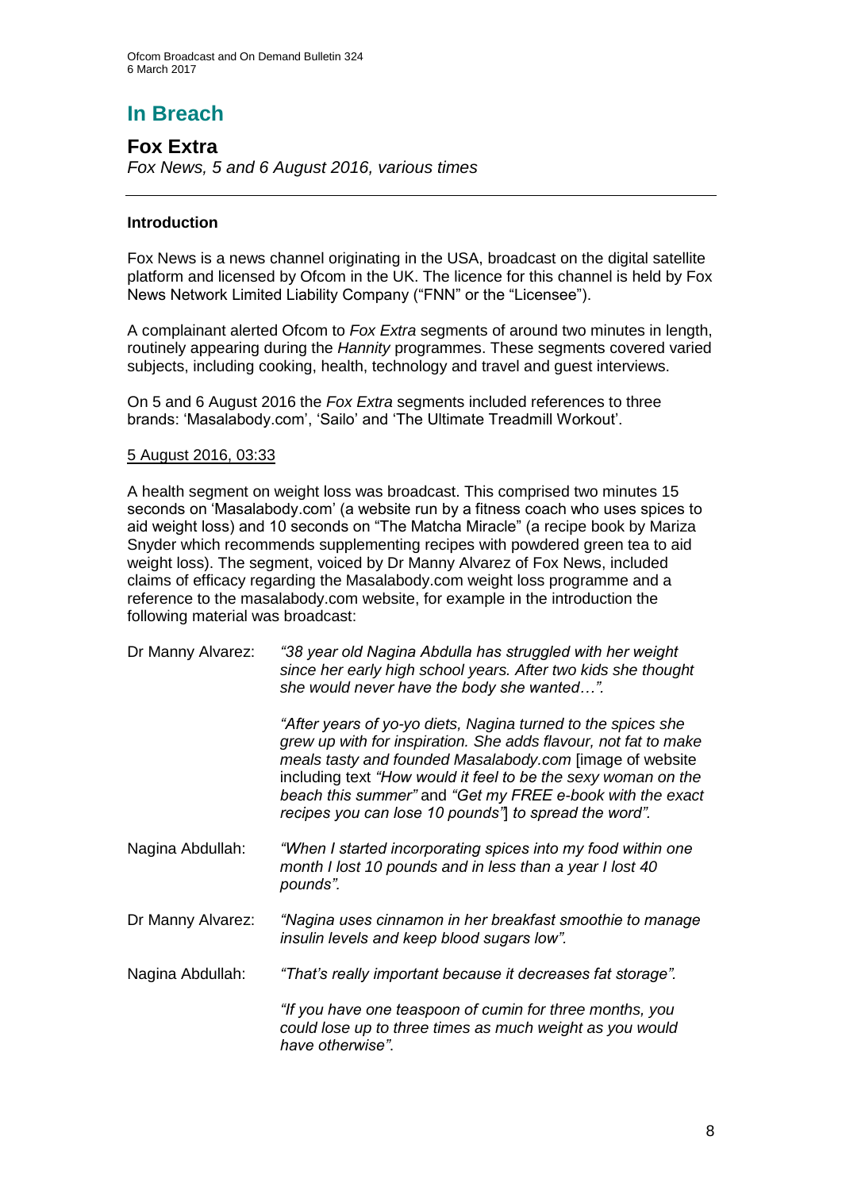# In Breach

## Fox Extra

*Fox News, 5 and 6 August 2016, various times*

---

### Introduction

Fox News is a news channel originating in the USA, broadcast on the digital satellite platform and licensed by Ofcom in the UK. The licence for this channel is held by Fox News Network Limited Liability Company ("FNN" or the "Licensee").

A complainant alerted Ofcom to *Fox Extra* segments of around two minutes in length, routinely appearing during the *Hannity* programmes. These segments covered varied subjects, including cooking, health, technology and travel and guest interviews.

On 5 and 6 August 2016 the *Fox Extra* segments included references to three brands: 'Masalabody.com', 'Sailo' and 'The Ultimate Treadmill Workout'.

<u>5 August 2016, 03:33</u>

A health segment on weight loss was broadcast. This comprised two minutes 15 seconds on 'Masalabody.com' (a website run by a fitness coach who uses spices to aid weight loss) and 10 seconds on "The Matcha Miracle" (a recipe book by Mariza Snyder which recommends supplementing recipes with powdered green tea to aid weight loss). The segment, voiced by Dr Manny Alvarez of Fox News, included claims of efficacy regarding the Masalabody.com weight loss programme and a reference to the masalabody.com website, for example in the introduction the following material was broadcast:

| | |
|---|---|
| Dr Manny Alvarez: | *"38 year old Nagina Abdulla has struggled with her weight since her early high school years. After two kids she thought she would never have the body she wanted…".* |
| | *"After years of yo-yo diets, Nagina turned to the spices she grew up with for inspiration. She adds flavour, not fat to make meals tasty and founded Masalabody.com* [image of website including text *"How would it feel to be the sexy woman on the beach this summer"* and *"Get my FREE e-book with the exact recipes you can lose 10 pounds"*] *to spread the word".* |
| Nagina Abdullah: | *"When I started incorporating spices into my food within one month I lost 10 pounds and in less than a year I lost 40 pounds".* |
| Dr Manny Alvarez: | *"Nagina uses cinnamon in her breakfast smoothie to manage insulin levels and keep blood sugars low".* |
| Nagina Abdullah: | *"That's really important because it decreases fat storage".* |
| | *"If you have one teaspoon of cumin for three months, you could lose up to three times as much weight as you would have otherwise".* |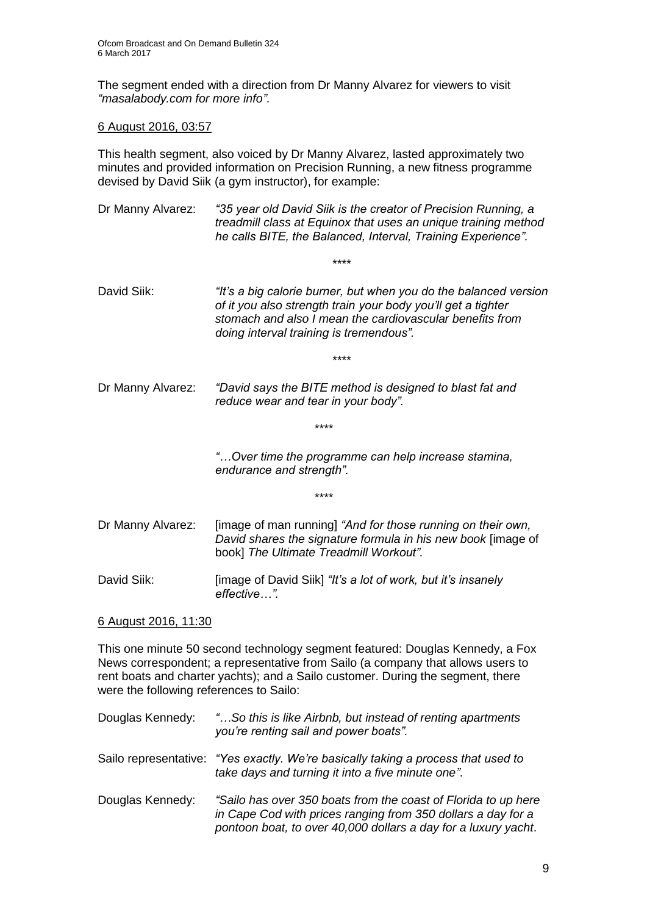The segment ended with a direction from Dr Manny Alvarez for viewers to visit *"masalabody.com for more info"*.

6 August 2016, 03:57

This health segment, also voiced by Dr Manny Alvarez, lasted approximately two minutes and provided information on Precision Running, a new fitness programme devised by David Siik (a gym instructor), for example:

| | |
|---|---|
| Dr Manny Alvarez: | *"35 year old David Siik is the creator of Precision Running, a treadmill class at Equinox that uses an unique training method he calls BITE, the Balanced, Interval, Training Experience".* |
| | \*\*\*\* |
| David Siik: | *"It's a big calorie burner, but when you do the balanced version of it you also strength train your body you'll get a tighter stomach and also I mean the cardiovascular benefits from doing interval training is tremendous".* |
| | \*\*\*\* |
| Dr Manny Alvarez: | *"David says the BITE method is designed to blast fat and reduce wear and tear in your body".* |
| | \*\*\*\* |
| | *"…Over time the programme can help increase stamina, endurance and strength".* |
| | \*\*\*\* |
| Dr Manny Alvarez: | [image of man running] *"And for those running on their own, David shares the signature formula in his new book* [image of book] *The Ultimate Treadmill Workout".* |
| David Siik: | [image of David Siik] *"It's a lot of work, but it's insanely effective…".* |

6 August 2016, 11:30

This one minute 50 second technology segment featured: Douglas Kennedy, a Fox News correspondent; a representative from Sailo (a company that allows users to rent boats and charter yachts); and a Sailo customer. During the segment, there were the following references to Sailo:

| | |
|---|---|
| Douglas Kennedy: | *"…So this is like Airbnb, but instead of renting apartments you're renting sail and power boats".* |
| Sailo representative: | *"Yes exactly. We're basically taking a process that used to take days and turning it into a five minute one".* |
| Douglas Kennedy: | *"Sailo has over 350 boats from the coast of Florida to up here in Cape Cod with prices ranging from 350 dollars a day for a pontoon boat, to over 40,000 dollars a day for a luxury yacht*. |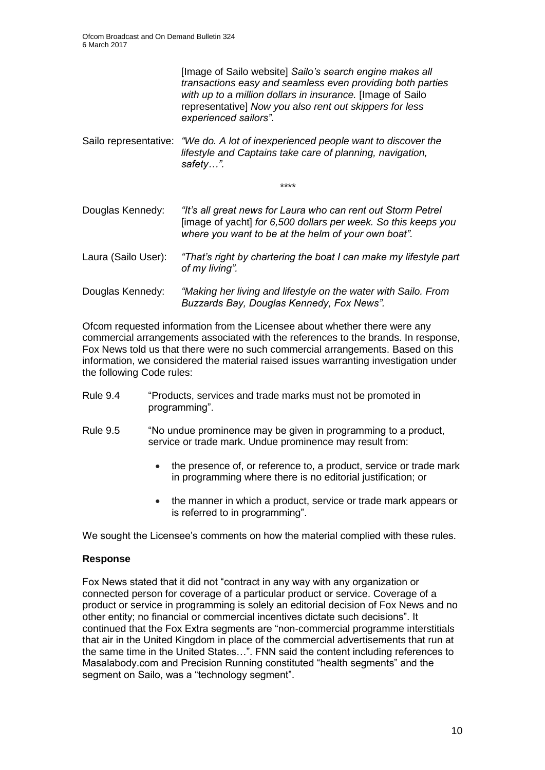[Image of Sailo website] *Sailo's search engine makes all transactions easy and seamless even providing both parties with up to a million dollars in insurance.* [Image of Sailo representative] *Now you also rent out skippers for less experienced sailors".*

Sailo representative: *"We do. A lot of inexperienced people want to discover the lifestyle and Captains take care of planning, navigation, safety…".*

****

Douglas Kennedy: *"It's all great news for Laura who can rent out Storm Petrel* [image of yacht] *for 6,500 dollars per week. So this keeps you where you want to be at the helm of your own boat".*

Laura (Sailo User): *"That's right by chartering the boat I can make my lifestyle part of my living".*

Douglas Kennedy: *"Making her living and lifestyle on the water with Sailo. From Buzzards Bay, Douglas Kennedy, Fox News".*

Ofcom requested information from the Licensee about whether there were any commercial arrangements associated with the references to the brands. In response, Fox News told us that there were no such commercial arrangements. Based on this information, we considered the material raised issues warranting investigation under the following Code rules:

Rule 9.4 "Products, services and trade marks must not be promoted in programming".

Rule 9.5 "No undue prominence may be given in programming to a product, service or trade mark. Undue prominence may result from:

- the presence of, or reference to, a product, service or trade mark in programming where there is no editorial justification; or
- the manner in which a product, service or trade mark appears or is referred to in programming".

We sought the Licensee's comments on how the material complied with these rules.

**Response**

Fox News stated that it did not "contract in any way with any organization or connected person for coverage of a particular product or service. Coverage of a product or service in programming is solely an editorial decision of Fox News and no other entity; no financial or commercial incentives dictate such decisions". It continued that the Fox Extra segments are "non-commercial programme interstitials that air in the United Kingdom in place of the commercial advertisements that run at the same time in the United States…". FNN said the content including references to Masalabody.com and Precision Running constituted "health segments" and the segment on Sailo, was a "technology segment".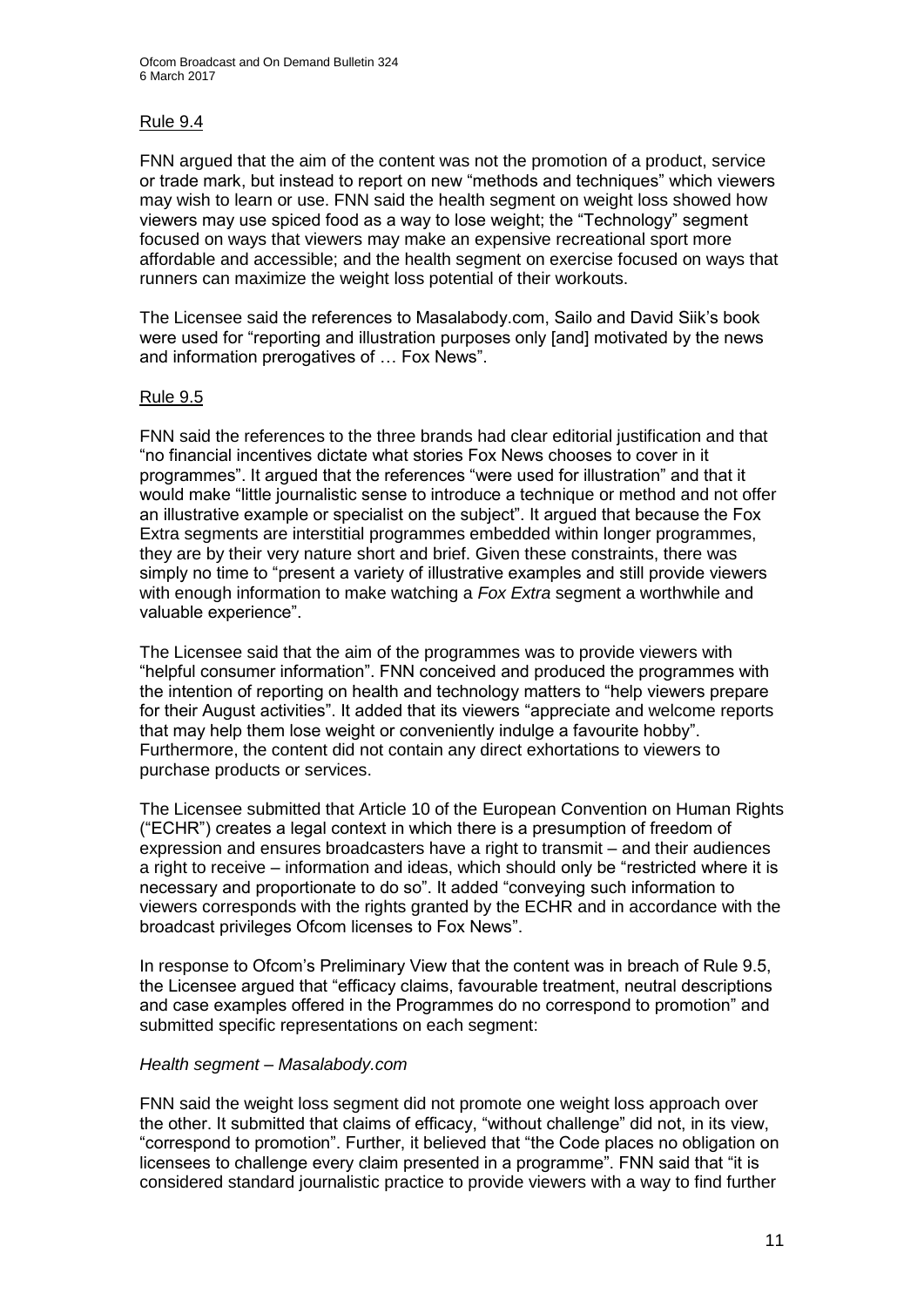Rule 9.4

FNN argued that the aim of the content was not the promotion of a product, service or trade mark, but instead to report on new "methods and techniques" which viewers may wish to learn or use. FNN said the health segment on weight loss showed how viewers may use spiced food as a way to lose weight; the "Technology" segment focused on ways that viewers may make an expensive recreational sport more affordable and accessible; and the health segment on exercise focused on ways that runners can maximize the weight loss potential of their workouts.

The Licensee said the references to Masalabody.com, Sailo and David Siik's book were used for "reporting and illustration purposes only [and] motivated by the news and information prerogatives of … Fox News".

Rule 9.5

FNN said the references to the three brands had clear editorial justification and that "no financial incentives dictate what stories Fox News chooses to cover in it programmes". It argued that the references "were used for illustration" and that it would make "little journalistic sense to introduce a technique or method and not offer an illustrative example or specialist on the subject". It argued that because the Fox Extra segments are interstitial programmes embedded within longer programmes, they are by their very nature short and brief. Given these constraints, there was simply no time to "present a variety of illustrative examples and still provide viewers with enough information to make watching a *Fox Extra* segment a worthwhile and valuable experience".

The Licensee said that the aim of the programmes was to provide viewers with "helpful consumer information". FNN conceived and produced the programmes with the intention of reporting on health and technology matters to "help viewers prepare for their August activities". It added that its viewers "appreciate and welcome reports that may help them lose weight or conveniently indulge a favourite hobby". Furthermore, the content did not contain any direct exhortations to viewers to purchase products or services.

The Licensee submitted that Article 10 of the European Convention on Human Rights ("ECHR") creates a legal context in which there is a presumption of freedom of expression and ensures broadcasters have a right to transmit – and their audiences a right to receive – information and ideas, which should only be "restricted where it is necessary and proportionate to do so". It added "conveying such information to viewers corresponds with the rights granted by the ECHR and in accordance with the broadcast privileges Ofcom licenses to Fox News".

In response to Ofcom's Preliminary View that the content was in breach of Rule 9.5, the Licensee argued that "efficacy claims, favourable treatment, neutral descriptions and case examples offered in the Programmes do no correspond to promotion" and submitted specific representations on each segment:

*Health segment – Masalabody.com*

FNN said the weight loss segment did not promote one weight loss approach over the other. It submitted that claims of efficacy, "without challenge" did not, in its view, "correspond to promotion". Further, it believed that "the Code places no obligation on licensees to challenge every claim presented in a programme". FNN said that "it is considered standard journalistic practice to provide viewers with a way to find further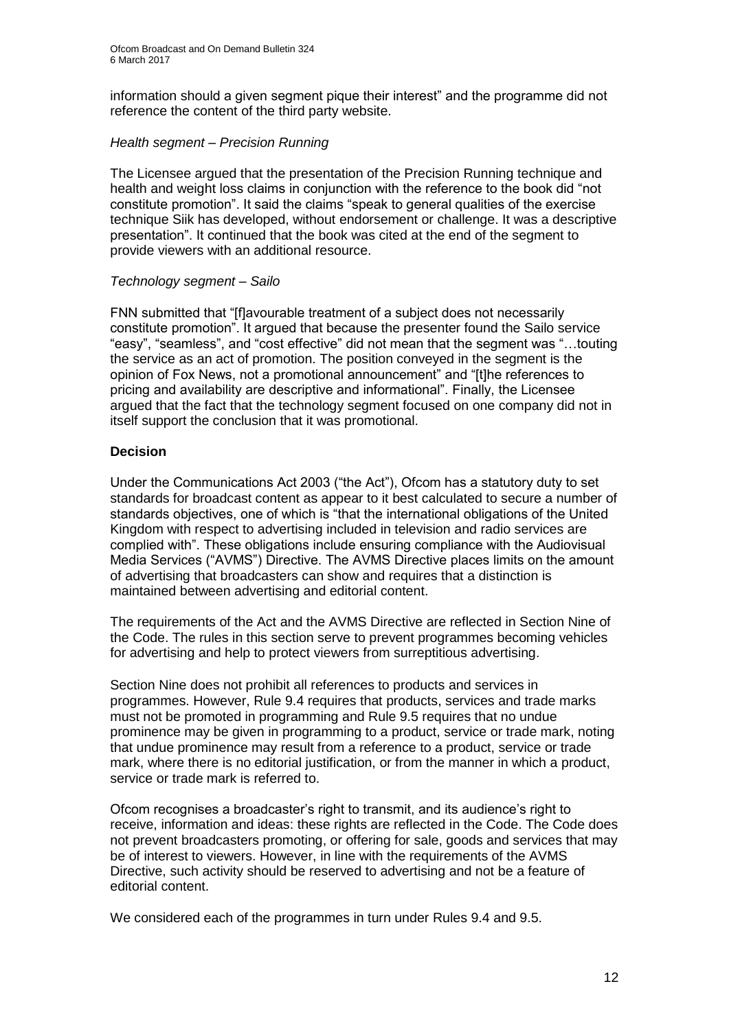information should a given segment pique their interest" and the programme did not reference the content of the third party website.

*Health segment – Precision Running*

The Licensee argued that the presentation of the Precision Running technique and health and weight loss claims in conjunction with the reference to the book did "not constitute promotion". It said the claims "speak to general qualities of the exercise technique Siik has developed, without endorsement or challenge. It was a descriptive presentation". It continued that the book was cited at the end of the segment to provide viewers with an additional resource.

*Technology segment – Sailo*

FNN submitted that "[f]avourable treatment of a subject does not necessarily constitute promotion". It argued that because the presenter found the Sailo service "easy", "seamless", and "cost effective" did not mean that the segment was "…touting the service as an act of promotion. The position conveyed in the segment is the opinion of Fox News, not a promotional announcement" and "[t]he references to pricing and availability are descriptive and informational". Finally, the Licensee argued that the fact that the technology segment focused on one company did not in itself support the conclusion that it was promotional.

**Decision**

Under the Communications Act 2003 ("the Act"), Ofcom has a statutory duty to set standards for broadcast content as appear to it best calculated to secure a number of standards objectives, one of which is "that the international obligations of the United Kingdom with respect to advertising included in television and radio services are complied with". These obligations include ensuring compliance with the Audiovisual Media Services ("AVMS") Directive. The AVMS Directive places limits on the amount of advertising that broadcasters can show and requires that a distinction is maintained between advertising and editorial content.

The requirements of the Act and the AVMS Directive are reflected in Section Nine of the Code. The rules in this section serve to prevent programmes becoming vehicles for advertising and help to protect viewers from surreptitious advertising.

Section Nine does not prohibit all references to products and services in programmes. However, Rule 9.4 requires that products, services and trade marks must not be promoted in programming and Rule 9.5 requires that no undue prominence may be given in programming to a product, service or trade mark, noting that undue prominence may result from a reference to a product, service or trade mark, where there is no editorial justification, or from the manner in which a product, service or trade mark is referred to.

Ofcom recognises a broadcaster's right to transmit, and its audience's right to receive, information and ideas: these rights are reflected in the Code. The Code does not prevent broadcasters promoting, or offering for sale, goods and services that may be of interest to viewers. However, in line with the requirements of the AVMS Directive, such activity should be reserved to advertising and not be a feature of editorial content.

We considered each of the programmes in turn under Rules 9.4 and 9.5.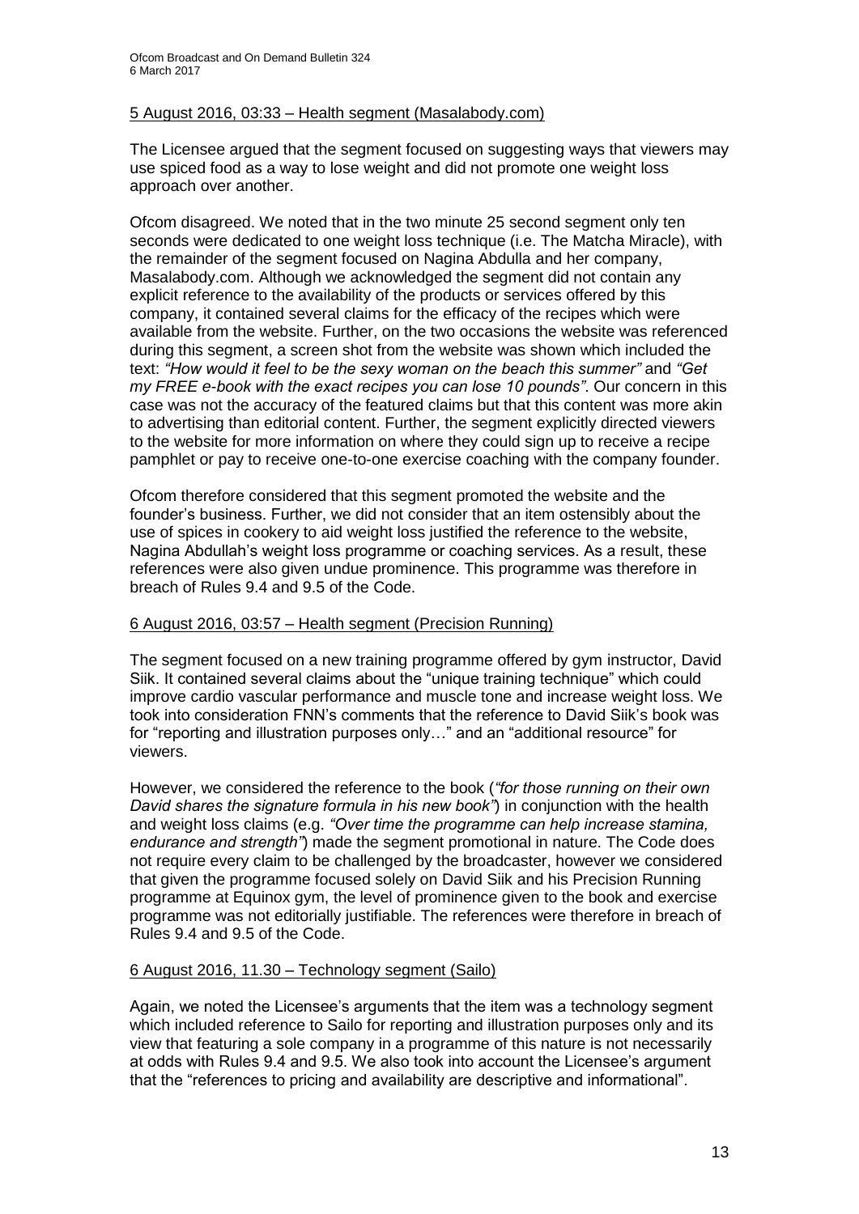5 August 2016, 03:33 – Health segment (Masalabody.com)

The Licensee argued that the segment focused on suggesting ways that viewers may use spiced food as a way to lose weight and did not promote one weight loss approach over another.

Ofcom disagreed. We noted that in the two minute 25 second segment only ten seconds were dedicated to one weight loss technique (i.e. The Matcha Miracle), with the remainder of the segment focused on Nagina Abdulla and her company, Masalabody.com. Although we acknowledged the segment did not contain any explicit reference to the availability of the products or services offered by this company, it contained several claims for the efficacy of the recipes which were available from the website. Further, on the two occasions the website was referenced during this segment, a screen shot from the website was shown which included the text: *"How would it feel to be the sexy woman on the beach this summer"* and *"Get my FREE e-book with the exact recipes you can lose 10 pounds"*. Our concern in this case was not the accuracy of the featured claims but that this content was more akin to advertising than editorial content. Further, the segment explicitly directed viewers to the website for more information on where they could sign up to receive a recipe pamphlet or pay to receive one-to-one exercise coaching with the company founder.

Ofcom therefore considered that this segment promoted the website and the founder's business. Further, we did not consider that an item ostensibly about the use of spices in cookery to aid weight loss justified the reference to the website, Nagina Abdullah's weight loss programme or coaching services. As a result, these references were also given undue prominence. This programme was therefore in breach of Rules 9.4 and 9.5 of the Code.

6 August 2016, 03:57 – Health segment (Precision Running)

The segment focused on a new training programme offered by gym instructor, David Siik. It contained several claims about the "unique training technique" which could improve cardio vascular performance and muscle tone and increase weight loss. We took into consideration FNN's comments that the reference to David Siik's book was for "reporting and illustration purposes only…" and an "additional resource" for viewers.

However, we considered the reference to the book (*"for those running on their own David shares the signature formula in his new book"*) in conjunction with the health and weight loss claims (e.g. *"Over time the programme can help increase stamina, endurance and strength"*) made the segment promotional in nature. The Code does not require every claim to be challenged by the broadcaster, however we considered that given the programme focused solely on David Siik and his Precision Running programme at Equinox gym, the level of prominence given to the book and exercise programme was not editorially justifiable. The references were therefore in breach of Rules 9.4 and 9.5 of the Code.

6 August 2016, 11.30 – Technology segment (Sailo)

Again, we noted the Licensee's arguments that the item was a technology segment which included reference to Sailo for reporting and illustration purposes only and its view that featuring a sole company in a programme of this nature is not necessarily at odds with Rules 9.4 and 9.5. We also took into account the Licensee's argument that the "references to pricing and availability are descriptive and informational".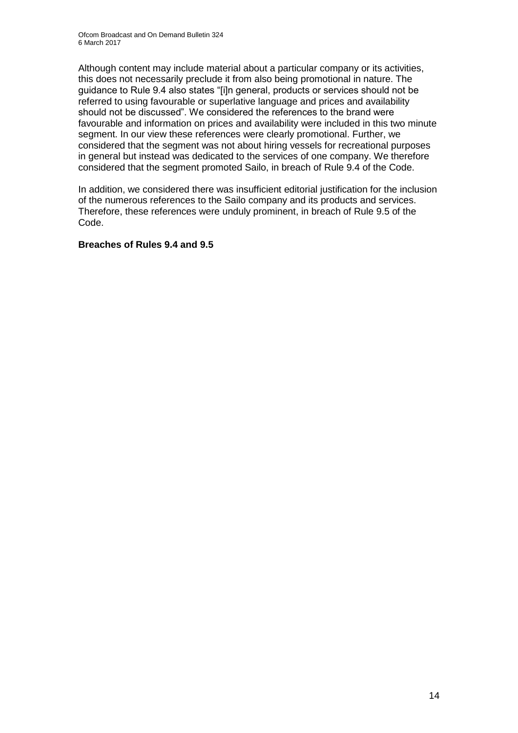Although content may include material about a particular company or its activities, this does not necessarily preclude it from also being promotional in nature. The guidance to Rule 9.4 also states "[i]n general, products or services should not be referred to using favourable or superlative language and prices and availability should not be discussed". We considered the references to the brand were favourable and information on prices and availability were included in this two minute segment. In our view these references were clearly promotional. Further, we considered that the segment was not about hiring vessels for recreational purposes in general but instead was dedicated to the services of one company. We therefore considered that the segment promoted Sailo, in breach of Rule 9.4 of the Code.

In addition, we considered there was insufficient editorial justification for the inclusion of the numerous references to the Sailo company and its products and services. Therefore, these references were unduly prominent, in breach of Rule 9.5 of the Code.

**Breaches of Rules 9.4 and 9.5**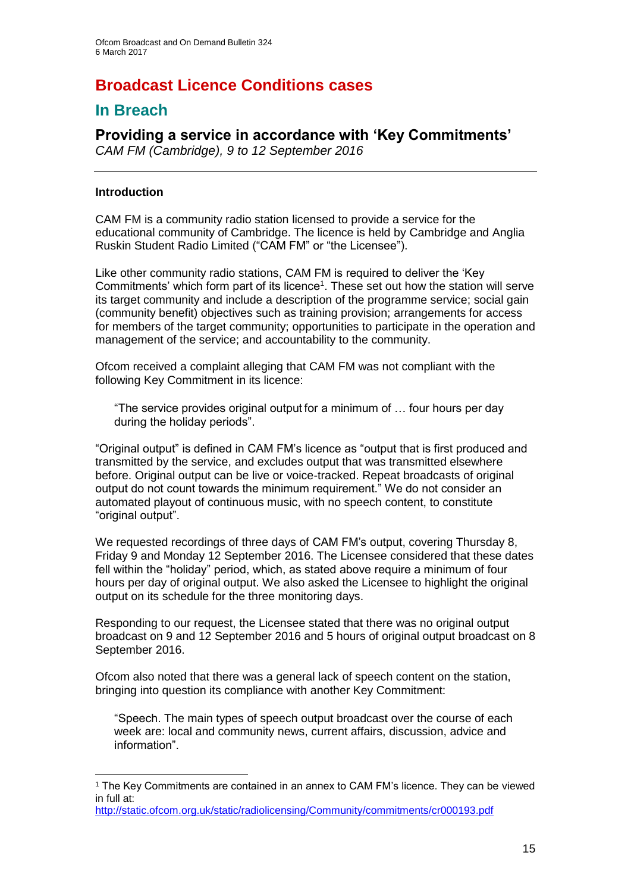# Broadcast Licence Conditions cases

## In Breach

### Providing a service in accordance with 'Key Commitments'

*CAM FM (Cambridge), 9 to 12 September 2016*

---

**Introduction**

CAM FM is a community radio station licensed to provide a service for the educational community of Cambridge. The licence is held by Cambridge and Anglia Ruskin Student Radio Limited ("CAM FM" or "the Licensee").

Like other community radio stations, CAM FM is required to deliver the 'Key Commitments' which form part of its licence[1]. These set out how the station will serve its target community and include a description of the programme service; social gain (community benefit) objectives such as training provision; arrangements for access for members of the target community; opportunities to participate in the operation and management of the service; and accountability to the community.

Ofcom received a complaint alleging that CAM FM was not compliant with the following Key Commitment in its licence:

> "The service provides original output for a minimum of … four hours per day during the holiday periods".

"Original output" is defined in CAM FM's licence as "output that is first produced and transmitted by the service, and excludes output that was transmitted elsewhere before. Original output can be live or voice-tracked. Repeat broadcasts of original output do not count towards the minimum requirement." We do not consider an automated playout of continuous music, with no speech content, to constitute "original output".

We requested recordings of three days of CAM FM's output, covering Thursday 8, Friday 9 and Monday 12 September 2016. The Licensee considered that these dates fell within the "holiday" period, which, as stated above require a minimum of four hours per day of original output. We also asked the Licensee to highlight the original output on its schedule for the three monitoring days.

Responding to our request, the Licensee stated that there was no original output broadcast on 9 and 12 September 2016 and 5 hours of original output broadcast on 8 September 2016.

Ofcom also noted that there was a general lack of speech content on the station, bringing into question its compliance with another Key Commitment:

> "Speech. The main types of speech output broadcast over the course of each week are: local and community news, current affairs, discussion, advice and information".

---

[1] The Key Commitments are contained in an annex to CAM FM's licence. They can be viewed in full at: http://static.ofcom.org.uk/static/radiolicensing/Community/commitments/cr000193.pdf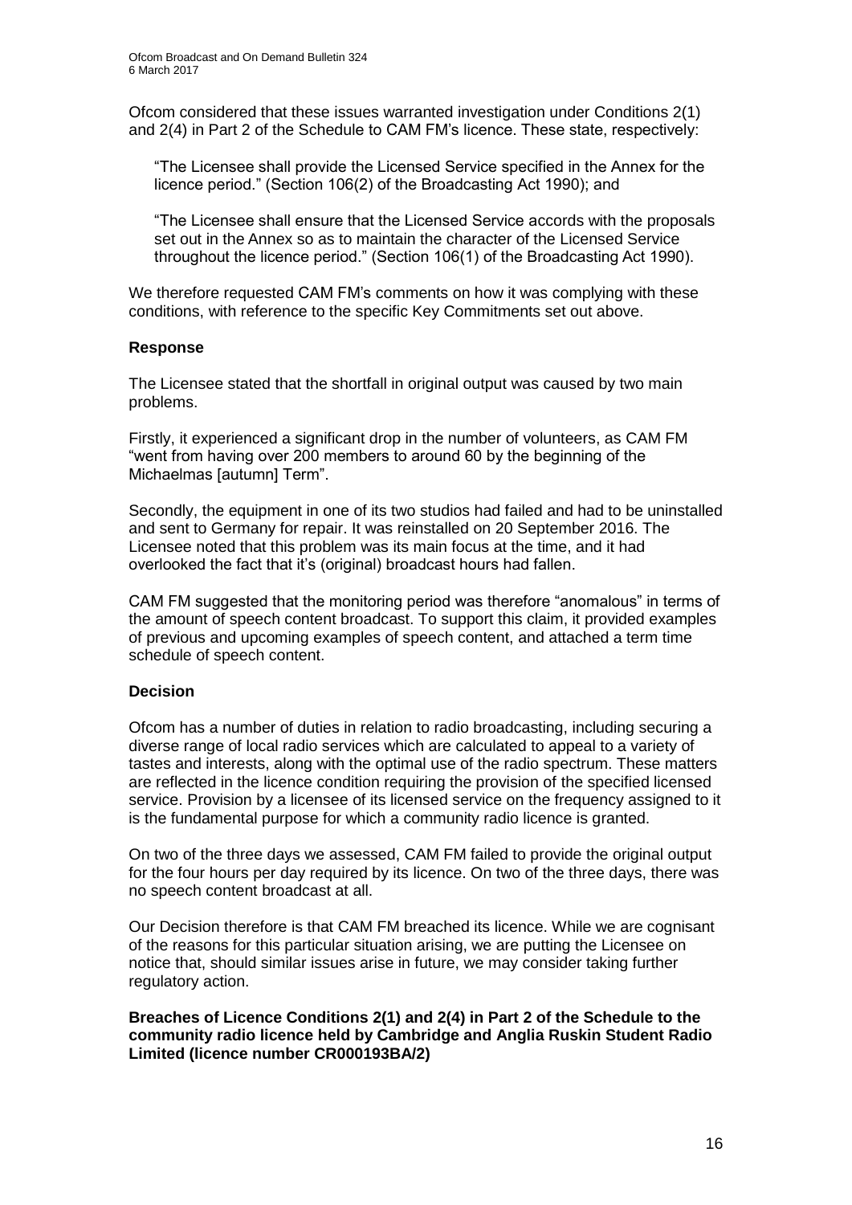Ofcom considered that these issues warranted investigation under Conditions 2(1) and 2(4) in Part 2 of the Schedule to CAM FM's licence. These state, respectively:

> "The Licensee shall provide the Licensed Service specified in the Annex for the licence period." (Section 106(2) of the Broadcasting Act 1990); and
>
> "The Licensee shall ensure that the Licensed Service accords with the proposals set out in the Annex so as to maintain the character of the Licensed Service throughout the licence period." (Section 106(1) of the Broadcasting Act 1990).

We therefore requested CAM FM's comments on how it was complying with these conditions, with reference to the specific Key Commitments set out above.

### Response

The Licensee stated that the shortfall in original output was caused by two main problems.

Firstly, it experienced a significant drop in the number of volunteers, as CAM FM "went from having over 200 members to around 60 by the beginning of the Michaelmas [autumn] Term".

Secondly, the equipment in one of its two studios had failed and had to be uninstalled and sent to Germany for repair. It was reinstalled on 20 September 2016. The Licensee noted that this problem was its main focus at the time, and it had overlooked the fact that it's (original) broadcast hours had fallen.

CAM FM suggested that the monitoring period was therefore "anomalous" in terms of the amount of speech content broadcast. To support this claim, it provided examples of previous and upcoming examples of speech content, and attached a term time schedule of speech content.

### Decision

Ofcom has a number of duties in relation to radio broadcasting, including securing a diverse range of local radio services which are calculated to appeal to a variety of tastes and interests, along with the optimal use of the radio spectrum. These matters are reflected in the licence condition requiring the provision of the specified licensed service. Provision by a licensee of its licensed service on the frequency assigned to it is the fundamental purpose for which a community radio licence is granted.

On two of the three days we assessed, CAM FM failed to provide the original output for the four hours per day required by its licence. On two of the three days, there was no speech content broadcast at all.

Our Decision therefore is that CAM FM breached its licence. While we are cognisant of the reasons for this particular situation arising, we are putting the Licensee on notice that, should similar issues arise in future, we may consider taking further regulatory action.

**Breaches of Licence Conditions 2(1) and 2(4) in Part 2 of the Schedule to the community radio licence held by Cambridge and Anglia Ruskin Student Radio Limited (licence number CR000193BA/2)**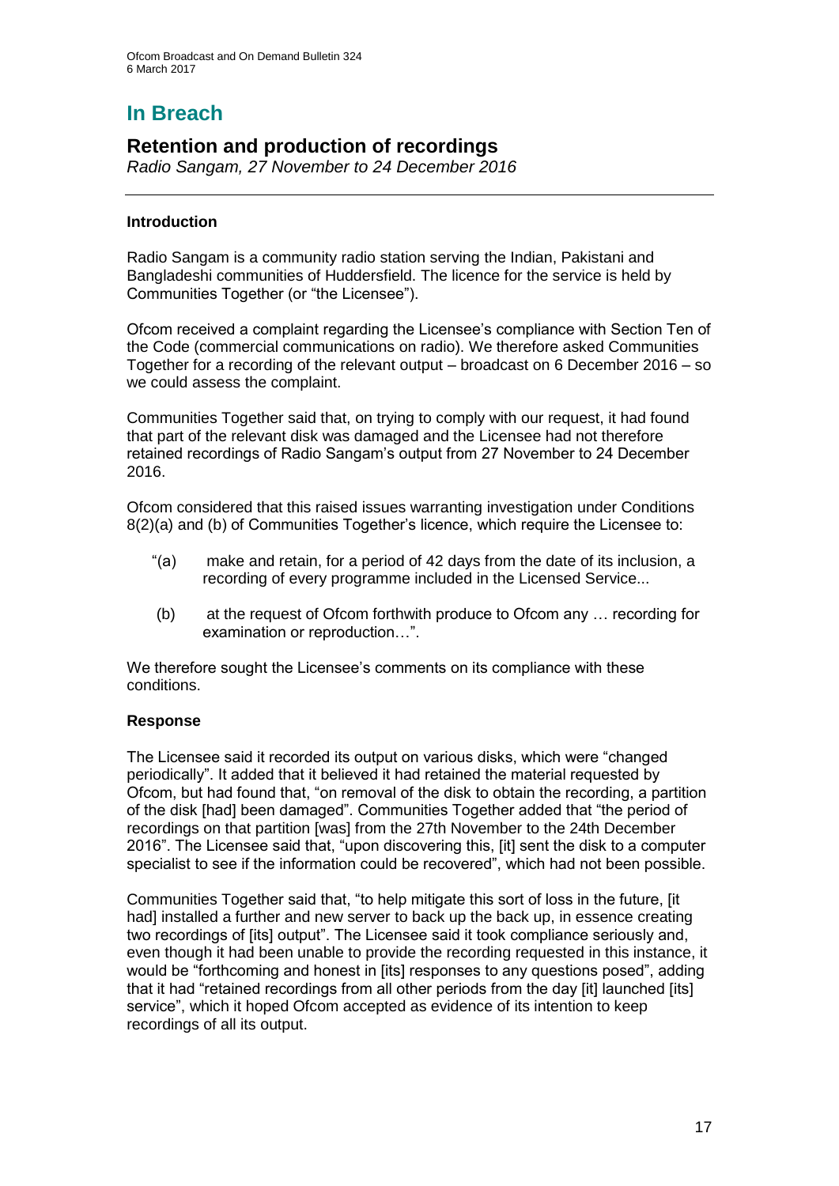# In Breach

## Retention and production of recordings

*Radio Sangam, 27 November to 24 December 2016*

### Introduction

Radio Sangam is a community radio station serving the Indian, Pakistani and Bangladeshi communities of Huddersfield. The licence for the service is held by Communities Together (or "the Licensee").

Ofcom received a complaint regarding the Licensee's compliance with Section Ten of the Code (commercial communications on radio). We therefore asked Communities Together for a recording of the relevant output – broadcast on 6 December 2016 – so we could assess the complaint.

Communities Together said that, on trying to comply with our request, it had found that part of the relevant disk was damaged and the Licensee had not therefore retained recordings of Radio Sangam's output from 27 November to 24 December 2016.

Ofcom considered that this raised issues warranting investigation under Conditions 8(2)(a) and (b) of Communities Together's licence, which require the Licensee to:

> "(a) make and retain, for a period of 42 days from the date of its inclusion, a recording of every programme included in the Licensed Service...
>
> (b) at the request of Ofcom forthwith produce to Ofcom any … recording for examination or reproduction…".

We therefore sought the Licensee's comments on its compliance with these conditions.

### Response

The Licensee said it recorded its output on various disks, which were "changed periodically". It added that it believed it had retained the material requested by Ofcom, but had found that, "on removal of the disk to obtain the recording, a partition of the disk [had] been damaged". Communities Together added that "the period of recordings on that partition [was] from the 27th November to the 24th December 2016". The Licensee said that, "upon discovering this, [it] sent the disk to a computer specialist to see if the information could be recovered", which had not been possible.

Communities Together said that, "to help mitigate this sort of loss in the future, [it had] installed a further and new server to back up the back up, in essence creating two recordings of [its] output". The Licensee said it took compliance seriously and, even though it had been unable to provide the recording requested in this instance, it would be "forthcoming and honest in [its] responses to any questions posed", adding that it had "retained recordings from all other periods from the day [it] launched [its] service", which it hoped Ofcom accepted as evidence of its intention to keep recordings of all its output.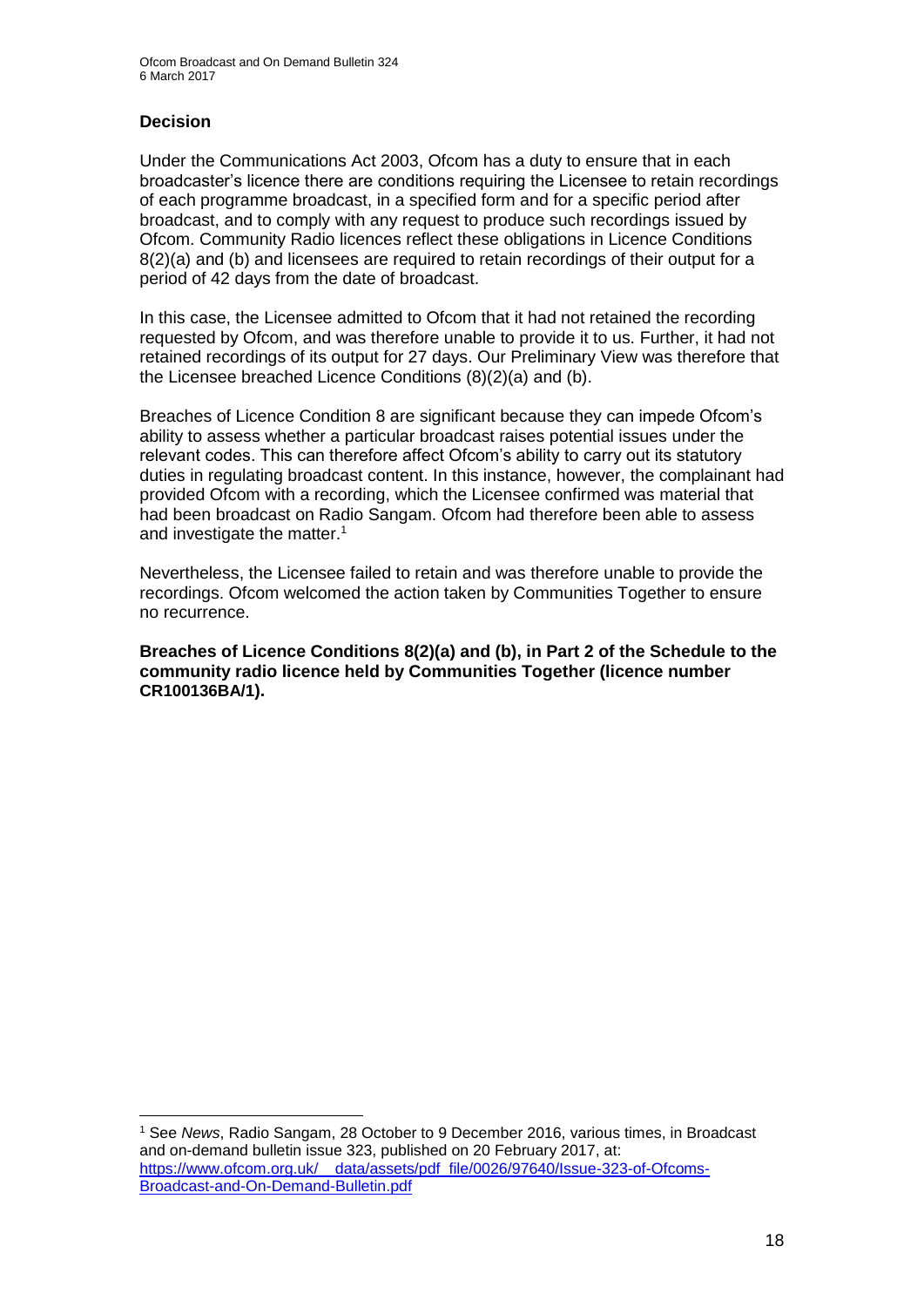### Decision

Under the Communications Act 2003, Ofcom has a duty to ensure that in each broadcaster's licence there are conditions requiring the Licensee to retain recordings of each programme broadcast, in a specified form and for a specific period after broadcast, and to comply with any request to produce such recordings issued by Ofcom. Community Radio licences reflect these obligations in Licence Conditions 8(2)(a) and (b) and licensees are required to retain recordings of their output for a period of 42 days from the date of broadcast.

In this case, the Licensee admitted to Ofcom that it had not retained the recording requested by Ofcom, and was therefore unable to provide it to us. Further, it had not retained recordings of its output for 27 days. Our Preliminary View was therefore that the Licensee breached Licence Conditions (8)(2)(a) and (b).

Breaches of Licence Condition 8 are significant because they can impede Ofcom's ability to assess whether a particular broadcast raises potential issues under the relevant codes. This can therefore affect Ofcom's ability to carry out its statutory duties in regulating broadcast content. In this instance, however, the complainant had provided Ofcom with a recording, which the Licensee confirmed was material that had been broadcast on Radio Sangam. Ofcom had therefore been able to assess and investigate the matter.[1]

Nevertheless, the Licensee failed to retain and was therefore unable to provide the recordings. Ofcom welcomed the action taken by Communities Together to ensure no recurrence.

**Breaches of Licence Conditions 8(2)(a) and (b), in Part 2 of the Schedule to the community radio licence held by Communities Together (licence number CR100136BA/1).**

---

[1] See *News*, Radio Sangam, 28 October to 9 December 2016, various times, in Broadcast and on-demand bulletin issue 323, published on 20 February 2017, at: https://www.ofcom.org.uk/__data/assets/pdf_file/0026/97640/Issue-323-of-Ofcoms-Broadcast-and-On-Demand-Bulletin.pdf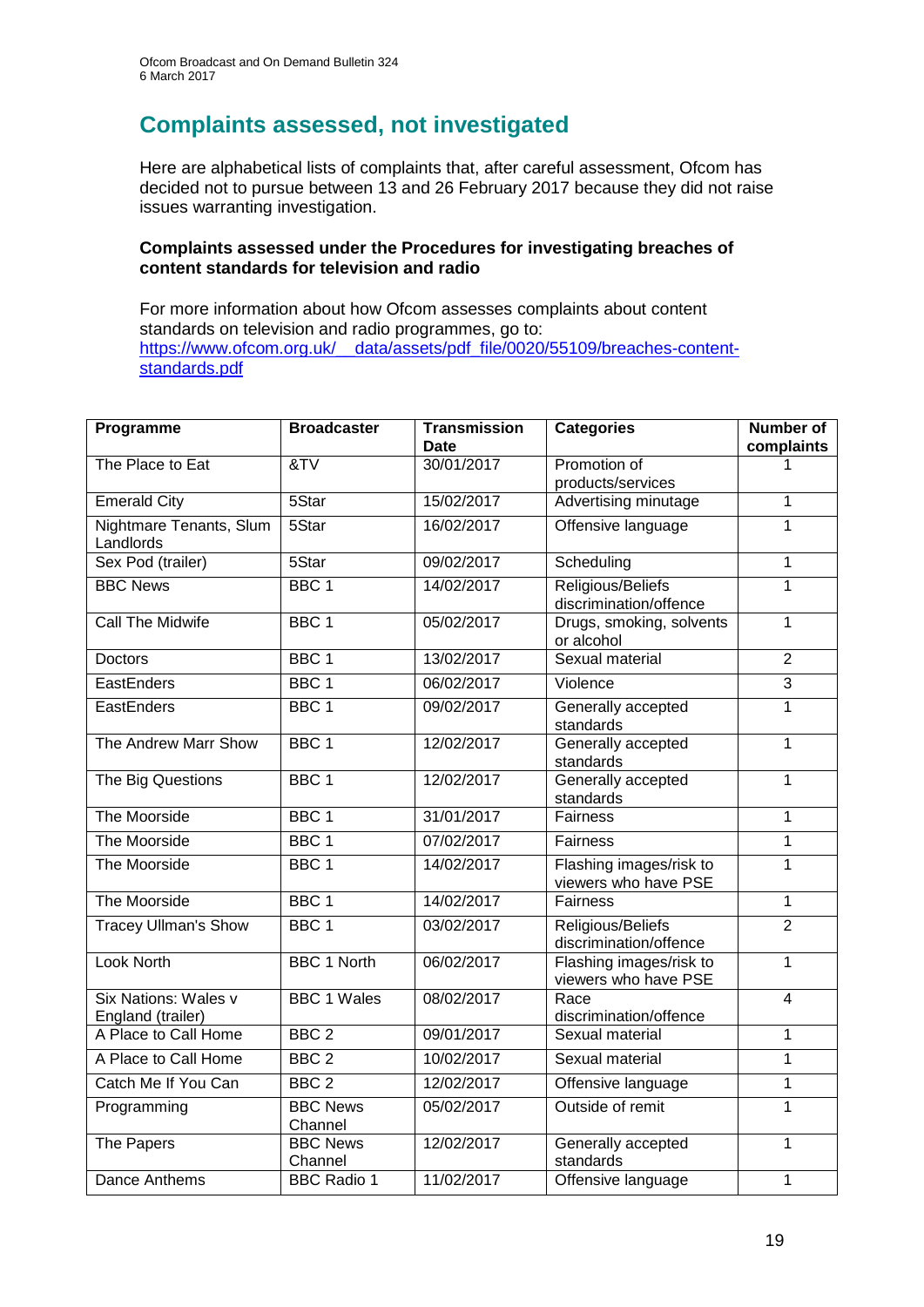# Complaints assessed, not investigated

Here are alphabetical lists of complaints that, after careful assessment, Ofcom has decided not to pursue between 13 and 26 February 2017 because they did not raise issues warranting investigation.

**Complaints assessed under the Procedures for investigating breaches of content standards for television and radio**

For more information about how Ofcom assesses complaints about content standards on television and radio programmes, go to: https://www.ofcom.org.uk/__data/assets/pdf_file/0020/55109/breaches-content-standards.pdf

| Programme | Broadcaster | Transmission Date | Categories | Number of complaints |
|---|---|---|---|---|
| The Place to Eat | &TV | 30/01/2017 | Promotion of products/services | 1 |
| Emerald City | 5Star | 15/02/2017 | Advertising minutage | 1 |
| Nightmare Tenants, Slum Landlords | 5Star | 16/02/2017 | Offensive language | 1 |
| Sex Pod (trailer) | 5Star | 09/02/2017 | Scheduling | 1 |
| BBC News | BBC 1 | 14/02/2017 | Religious/Beliefs discrimination/offence | 1 |
| Call The Midwife | BBC 1 | 05/02/2017 | Drugs, smoking, solvents or alcohol | 1 |
| Doctors | BBC 1 | 13/02/2017 | Sexual material | 2 |
| EastEnders | BBC 1 | 06/02/2017 | Violence | 3 |
| EastEnders | BBC 1 | 09/02/2017 | Generally accepted standards | 1 |
| The Andrew Marr Show | BBC 1 | 12/02/2017 | Generally accepted standards | 1 |
| The Big Questions | BBC 1 | 12/02/2017 | Generally accepted standards | 1 |
| The Moorside | BBC 1 | 31/01/2017 | Fairness | 1 |
| The Moorside | BBC 1 | 07/02/2017 | Fairness | 1 |
| The Moorside | BBC 1 | 14/02/2017 | Flashing images/risk to viewers who have PSE | 1 |
| The Moorside | BBC 1 | 14/02/2017 | Fairness | 1 |
| Tracey Ullman's Show | BBC 1 | 03/02/2017 | Religious/Beliefs discrimination/offence | 2 |
| Look North | BBC 1 North | 06/02/2017 | Flashing images/risk to viewers who have PSE | 1 |
| Six Nations: Wales v England (trailer) | BBC 1 Wales | 08/02/2017 | Race discrimination/offence | 4 |
| A Place to Call Home | BBC 2 | 09/01/2017 | Sexual material | 1 |
| A Place to Call Home | BBC 2 | 10/02/2017 | Sexual material | 1 |
| Catch Me If You Can | BBC 2 | 12/02/2017 | Offensive language | 1 |
| Programming | BBC News Channel | 05/02/2017 | Outside of remit | 1 |
| The Papers | BBC News Channel | 12/02/2017 | Generally accepted standards | 1 |
| Dance Anthems | BBC Radio 1 | 11/02/2017 | Offensive language | 1 |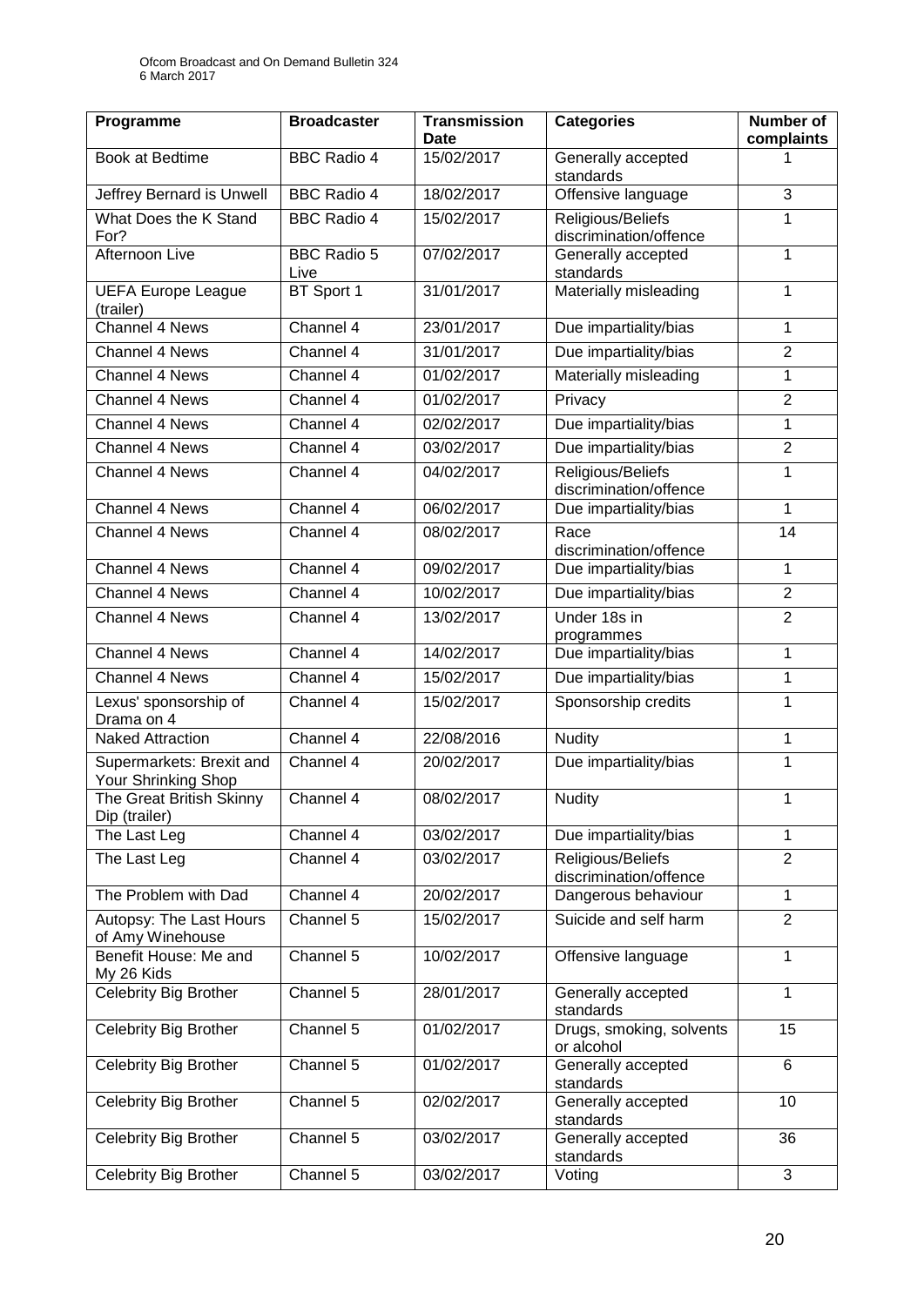| Programme | Broadcaster | Transmission Date | Categories | Number of complaints |
|---|---|---|---|---|
| Book at Bedtime | BBC Radio 4 | 15/02/2017 | Generally accepted standards | 1 |
| Jeffrey Bernard is Unwell | BBC Radio 4 | 18/02/2017 | Offensive language | 3 |
| What Does the K Stand For? | BBC Radio 4 | 15/02/2017 | Religious/Beliefs discrimination/offence | 1 |
| Afternoon Live | BBC Radio 5 Live | 07/02/2017 | Generally accepted standards | 1 |
| UEFA Europe League (trailer) | BT Sport 1 | 31/01/2017 | Materially misleading | 1 |
| Channel 4 News | Channel 4 | 23/01/2017 | Due impartiality/bias | 1 |
| Channel 4 News | Channel 4 | 31/01/2017 | Due impartiality/bias | 2 |
| Channel 4 News | Channel 4 | 01/02/2017 | Materially misleading | 1 |
| Channel 4 News | Channel 4 | 01/02/2017 | Privacy | 2 |
| Channel 4 News | Channel 4 | 02/02/2017 | Due impartiality/bias | 1 |
| Channel 4 News | Channel 4 | 03/02/2017 | Due impartiality/bias | 2 |
| Channel 4 News | Channel 4 | 04/02/2017 | Religious/Beliefs discrimination/offence | 1 |
| Channel 4 News | Channel 4 | 06/02/2017 | Due impartiality/bias | 1 |
| Channel 4 News | Channel 4 | 08/02/2017 | Race discrimination/offence | 14 |
| Channel 4 News | Channel 4 | 09/02/2017 | Due impartiality/bias | 1 |
| Channel 4 News | Channel 4 | 10/02/2017 | Due impartiality/bias | 2 |
| Channel 4 News | Channel 4 | 13/02/2017 | Under 18s in programmes | 2 |
| Channel 4 News | Channel 4 | 14/02/2017 | Due impartiality/bias | 1 |
| Channel 4 News | Channel 4 | 15/02/2017 | Due impartiality/bias | 1 |
| Lexus' sponsorship of Drama on 4 | Channel 4 | 15/02/2017 | Sponsorship credits | 1 |
| Naked Attraction | Channel 4 | 22/08/2016 | Nudity | 1 |
| Supermarkets: Brexit and Your Shrinking Shop | Channel 4 | 20/02/2017 | Due impartiality/bias | 1 |
| The Great British Skinny Dip (trailer) | Channel 4 | 08/02/2017 | Nudity | 1 |
| The Last Leg | Channel 4 | 03/02/2017 | Due impartiality/bias | 1 |
| The Last Leg | Channel 4 | 03/02/2017 | Religious/Beliefs discrimination/offence | 2 |
| The Problem with Dad | Channel 4 | 20/02/2017 | Dangerous behaviour | 1 |
| Autopsy: The Last Hours of Amy Winehouse | Channel 5 | 15/02/2017 | Suicide and self harm | 2 |
| Benefit House: Me and My 26 Kids | Channel 5 | 10/02/2017 | Offensive language | 1 |
| Celebrity Big Brother | Channel 5 | 28/01/2017 | Generally accepted standards | 1 |
| Celebrity Big Brother | Channel 5 | 01/02/2017 | Drugs, smoking, solvents or alcohol | 15 |
| Celebrity Big Brother | Channel 5 | 01/02/2017 | Generally accepted standards | 6 |
| Celebrity Big Brother | Channel 5 | 02/02/2017 | Generally accepted standards | 10 |
| Celebrity Big Brother | Channel 5 | 03/02/2017 | Generally accepted standards | 36 |
| Celebrity Big Brother | Channel 5 | 03/02/2017 | Voting | 3 |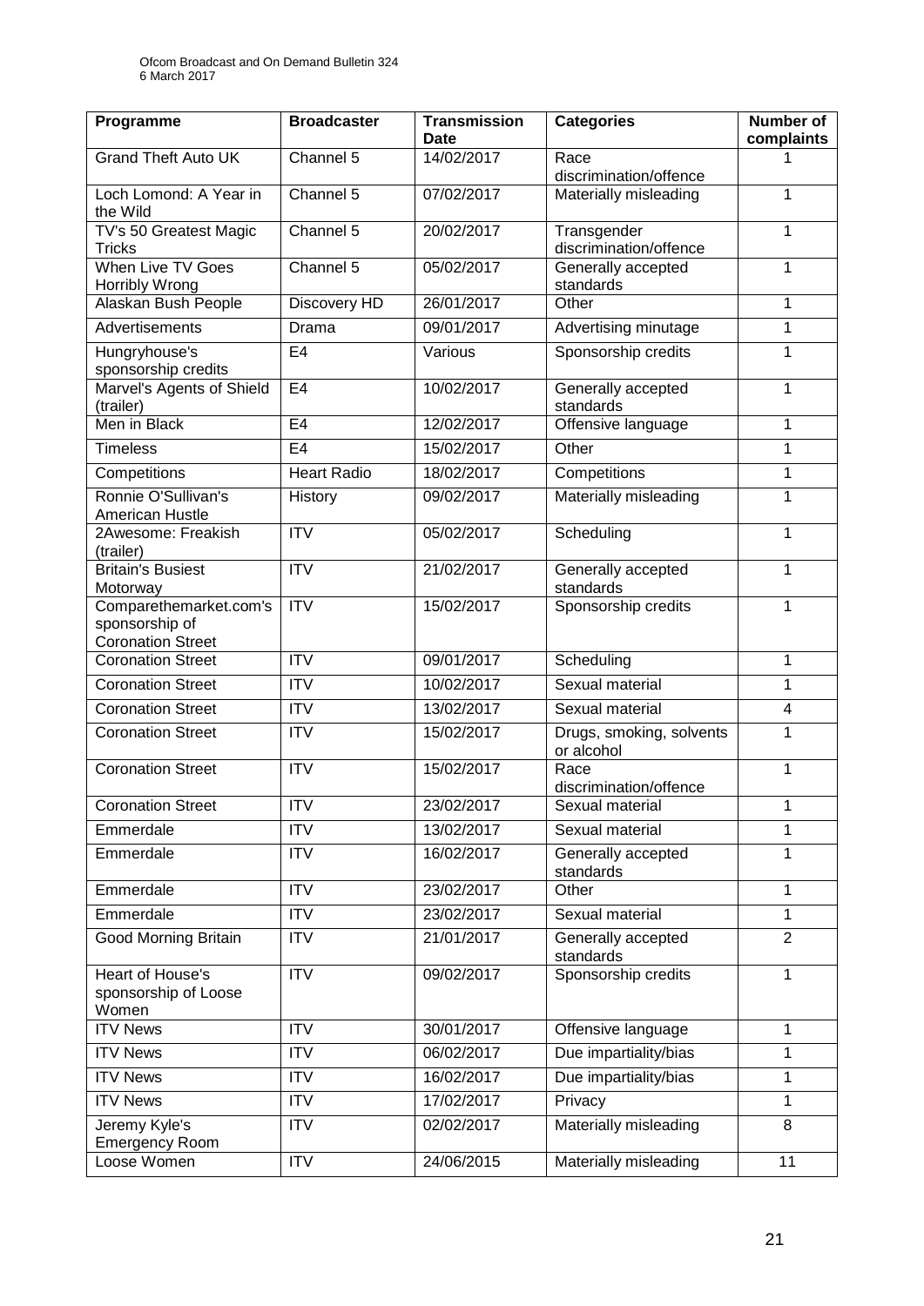| Programme | Broadcaster | Transmission Date | Categories | Number of complaints |
| --- | --- | --- | --- | --- |
| Grand Theft Auto UK | Channel 5 | 14/02/2017 | Race discrimination/offence | 1 |
| Loch Lomond: A Year in the Wild | Channel 5 | 07/02/2017 | Materially misleading | 1 |
| TV's 50 Greatest Magic Tricks | Channel 5 | 20/02/2017 | Transgender discrimination/offence | 1 |
| When Live TV Goes Horribly Wrong | Channel 5 | 05/02/2017 | Generally accepted standards | 1 |
| Alaskan Bush People | Discovery HD | 26/01/2017 | Other | 1 |
| Advertisements | Drama | 09/01/2017 | Advertising minutage | 1 |
| Hungryhouse's sponsorship credits | E4 | Various | Sponsorship credits | 1 |
| Marvel's Agents of Shield (trailer) | E4 | 10/02/2017 | Generally accepted standards | 1 |
| Men in Black | E4 | 12/02/2017 | Offensive language | 1 |
| Timeless | E4 | 15/02/2017 | Other | 1 |
| Competitions | Heart Radio | 18/02/2017 | Competitions | 1 |
| Ronnie O'Sullivan's American Hustle | History | 09/02/2017 | Materially misleading | 1 |
| 2Awesome: Freakish (trailer) | ITV | 05/02/2017 | Scheduling | 1 |
| Britain's Busiest Motorway | ITV | 21/02/2017 | Generally accepted standards | 1 |
| Comparethemarket.com's sponsorship of Coronation Street | ITV | 15/02/2017 | Sponsorship credits | 1 |
| Coronation Street | ITV | 09/01/2017 | Scheduling | 1 |
| Coronation Street | ITV | 10/02/2017 | Sexual material | 1 |
| Coronation Street | ITV | 13/02/2017 | Sexual material | 4 |
| Coronation Street | ITV | 15/02/2017 | Drugs, smoking, solvents or alcohol | 1 |
| Coronation Street | ITV | 15/02/2017 | Race discrimination/offence | 1 |
| Coronation Street | ITV | 23/02/2017 | Sexual material | 1 |
| Emmerdale | ITV | 13/02/2017 | Sexual material | 1 |
| Emmerdale | ITV | 16/02/2017 | Generally accepted standards | 1 |
| Emmerdale | ITV | 23/02/2017 | Other | 1 |
| Emmerdale | ITV | 23/02/2017 | Sexual material | 1 |
| Good Morning Britain | ITV | 21/01/2017 | Generally accepted standards | 2 |
| Heart of House's sponsorship of Loose Women | ITV | 09/02/2017 | Sponsorship credits | 1 |
| ITV News | ITV | 30/01/2017 | Offensive language | 1 |
| ITV News | ITV | 06/02/2017 | Due impartiality/bias | 1 |
| ITV News | ITV | 16/02/2017 | Due impartiality/bias | 1 |
| ITV News | ITV | 17/02/2017 | Privacy | 1 |
| Jeremy Kyle's Emergency Room | ITV | 02/02/2017 | Materially misleading | 8 |
| Loose Women | ITV | 24/06/2015 | Materially misleading | 11 |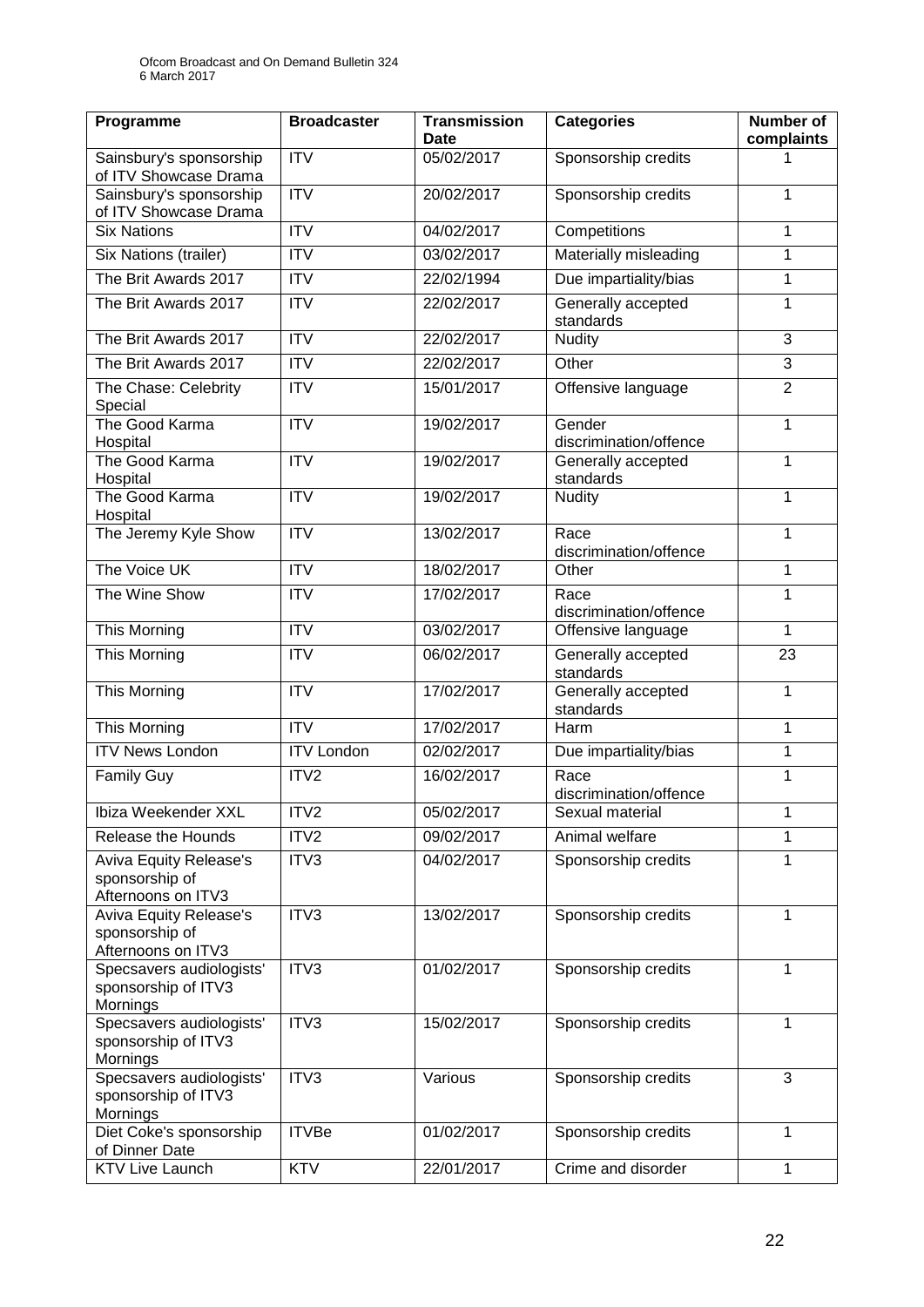| Programme | Broadcaster | Transmission Date | Categories | Number of complaints |
| --- | --- | --- | --- | --- |
| Sainsbury's sponsorship of ITV Showcase Drama | ITV | 05/02/2017 | Sponsorship credits | 1 |
| Sainsbury's sponsorship of ITV Showcase Drama | ITV | 20/02/2017 | Sponsorship credits | 1 |
| Six Nations | ITV | 04/02/2017 | Competitions | 1 |
| Six Nations (trailer) | ITV | 03/02/2017 | Materially misleading | 1 |
| The Brit Awards 2017 | ITV | 22/02/1994 | Due impartiality/bias | 1 |
| The Brit Awards 2017 | ITV | 22/02/2017 | Generally accepted standards | 1 |
| The Brit Awards 2017 | ITV | 22/02/2017 | Nudity | 3 |
| The Brit Awards 2017 | ITV | 22/02/2017 | Other | 3 |
| The Chase: Celebrity Special | ITV | 15/01/2017 | Offensive language | 2 |
| The Good Karma Hospital | ITV | 19/02/2017 | Gender discrimination/offence | 1 |
| The Good Karma Hospital | ITV | 19/02/2017 | Generally accepted standards | 1 |
| The Good Karma Hospital | ITV | 19/02/2017 | Nudity | 1 |
| The Jeremy Kyle Show | ITV | 13/02/2017 | Race discrimination/offence | 1 |
| The Voice UK | ITV | 18/02/2017 | Other | 1 |
| The Wine Show | ITV | 17/02/2017 | Race discrimination/offence | 1 |
| This Morning | ITV | 03/02/2017 | Offensive language | 1 |
| This Morning | ITV | 06/02/2017 | Generally accepted standards | 23 |
| This Morning | ITV | 17/02/2017 | Generally accepted standards | 1 |
| This Morning | ITV | 17/02/2017 | Harm | 1 |
| ITV News London | ITV London | 02/02/2017 | Due impartiality/bias | 1 |
| Family Guy | ITV2 | 16/02/2017 | Race discrimination/offence | 1 |
| Ibiza Weekender XXL | ITV2 | 05/02/2017 | Sexual material | 1 |
| Release the Hounds | ITV2 | 09/02/2017 | Animal welfare | 1 |
| Aviva Equity Release's sponsorship of Afternoons on ITV3 | ITV3 | 04/02/2017 | Sponsorship credits | 1 |
| Aviva Equity Release's sponsorship of Afternoons on ITV3 | ITV3 | 13/02/2017 | Sponsorship credits | 1 |
| Specsavers audiologists' sponsorship of ITV3 Mornings | ITV3 | 01/02/2017 | Sponsorship credits | 1 |
| Specsavers audiologists' sponsorship of ITV3 Mornings | ITV3 | 15/02/2017 | Sponsorship credits | 1 |
| Specsavers audiologists' sponsorship of ITV3 Mornings | ITV3 | Various | Sponsorship credits | 3 |
| Diet Coke's sponsorship of Dinner Date | ITVBe | 01/02/2017 | Sponsorship credits | 1 |
| KTV Live Launch | KTV | 22/01/2017 | Crime and disorder | 1 |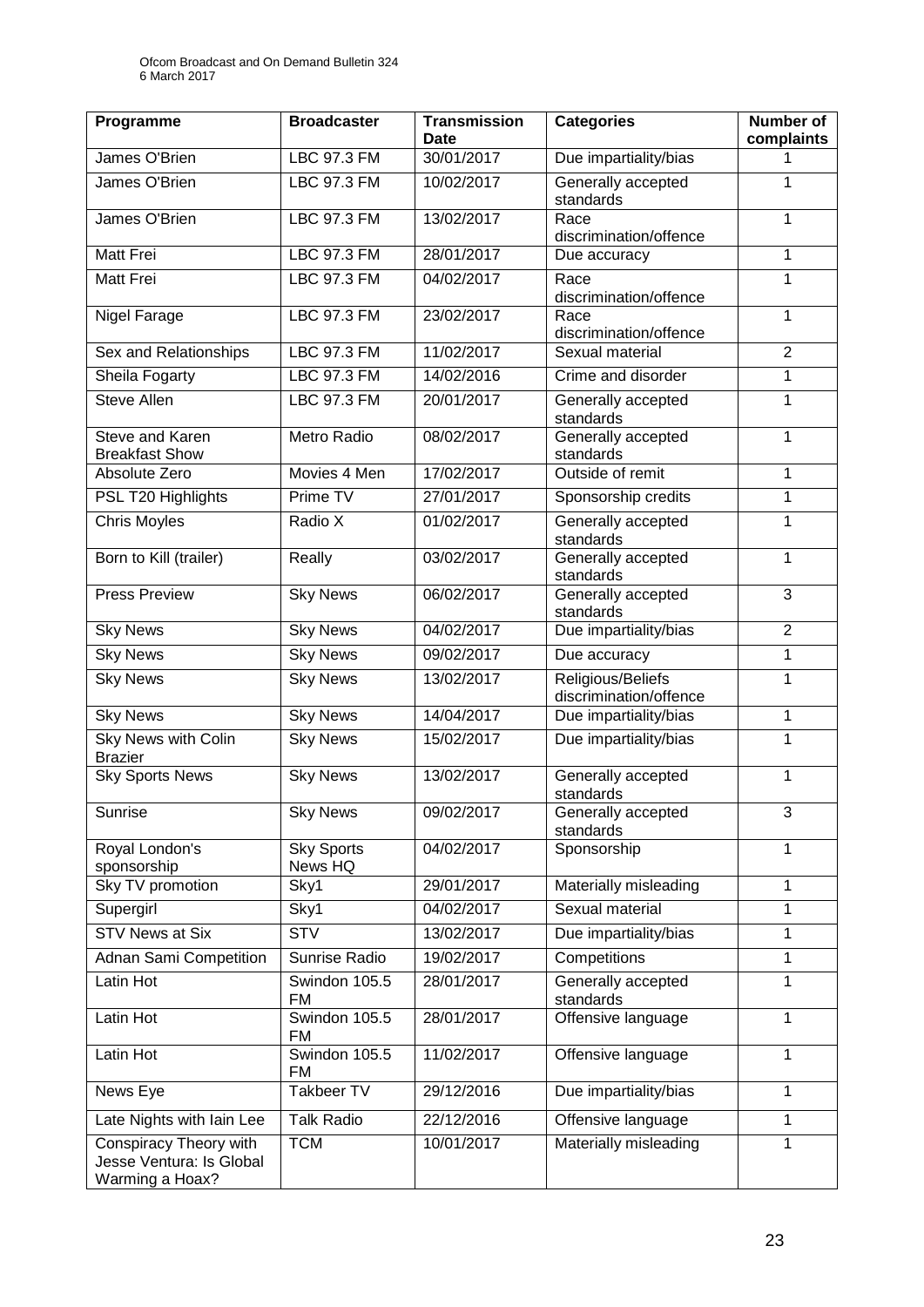| Programme | Broadcaster | Transmission Date | Categories | Number of complaints |
|---|---|---|---|---|
| James O'Brien | LBC 97.3 FM | 30/01/2017 | Due impartiality/bias | 1 |
| James O'Brien | LBC 97.3 FM | 10/02/2017 | Generally accepted standards | 1 |
| James O'Brien | LBC 97.3 FM | 13/02/2017 | Race discrimination/offence | 1 |
| Matt Frei | LBC 97.3 FM | 28/01/2017 | Due accuracy | 1 |
| Matt Frei | LBC 97.3 FM | 04/02/2017 | Race discrimination/offence | 1 |
| Nigel Farage | LBC 97.3 FM | 23/02/2017 | Race discrimination/offence | 1 |
| Sex and Relationships | LBC 97.3 FM | 11/02/2017 | Sexual material | 2 |
| Sheila Fogarty | LBC 97.3 FM | 14/02/2016 | Crime and disorder | 1 |
| Steve Allen | LBC 97.3 FM | 20/01/2017 | Generally accepted standards | 1 |
| Steve and Karen Breakfast Show | Metro Radio | 08/02/2017 | Generally accepted standards | 1 |
| Absolute Zero | Movies 4 Men | 17/02/2017 | Outside of remit | 1 |
| PSL T20 Highlights | Prime TV | 27/01/2017 | Sponsorship credits | 1 |
| Chris Moyles | Radio X | 01/02/2017 | Generally accepted standards | 1 |
| Born to Kill (trailer) | Really | 03/02/2017 | Generally accepted standards | 1 |
| Press Preview | Sky News | 06/02/2017 | Generally accepted standards | 3 |
| Sky News | Sky News | 04/02/2017 | Due impartiality/bias | 2 |
| Sky News | Sky News | 09/02/2017 | Due accuracy | 1 |
| Sky News | Sky News | 13/02/2017 | Religious/Beliefs discrimination/offence | 1 |
| Sky News | Sky News | 14/04/2017 | Due impartiality/bias | 1 |
| Sky News with Colin Brazier | Sky News | 15/02/2017 | Due impartiality/bias | 1 |
| Sky Sports News | Sky News | 13/02/2017 | Generally accepted standards | 1 |
| Sunrise | Sky News | 09/02/2017 | Generally accepted standards | 3 |
| Royal London's sponsorship | Sky Sports News HQ | 04/02/2017 | Sponsorship | 1 |
| Sky TV promotion | Sky1 | 29/01/2017 | Materially misleading | 1 |
| Supergirl | Sky1 | 04/02/2017 | Sexual material | 1 |
| STV News at Six | STV | 13/02/2017 | Due impartiality/bias | 1 |
| Adnan Sami Competition | Sunrise Radio | 19/02/2017 | Competitions | 1 |
| Latin Hot | Swindon 105.5 FM | 28/01/2017 | Generally accepted standards | 1 |
| Latin Hot | Swindon 105.5 FM | 28/01/2017 | Offensive language | 1 |
| Latin Hot | Swindon 105.5 FM | 11/02/2017 | Offensive language | 1 |
| News Eye | Takbeer TV | 29/12/2016 | Due impartiality/bias | 1 |
| Late Nights with Iain Lee | Talk Radio | 22/12/2016 | Offensive language | 1 |
| Conspiracy Theory with Jesse Ventura: Is Global Warming a Hoax? | TCM | 10/01/2017 | Materially misleading | 1 |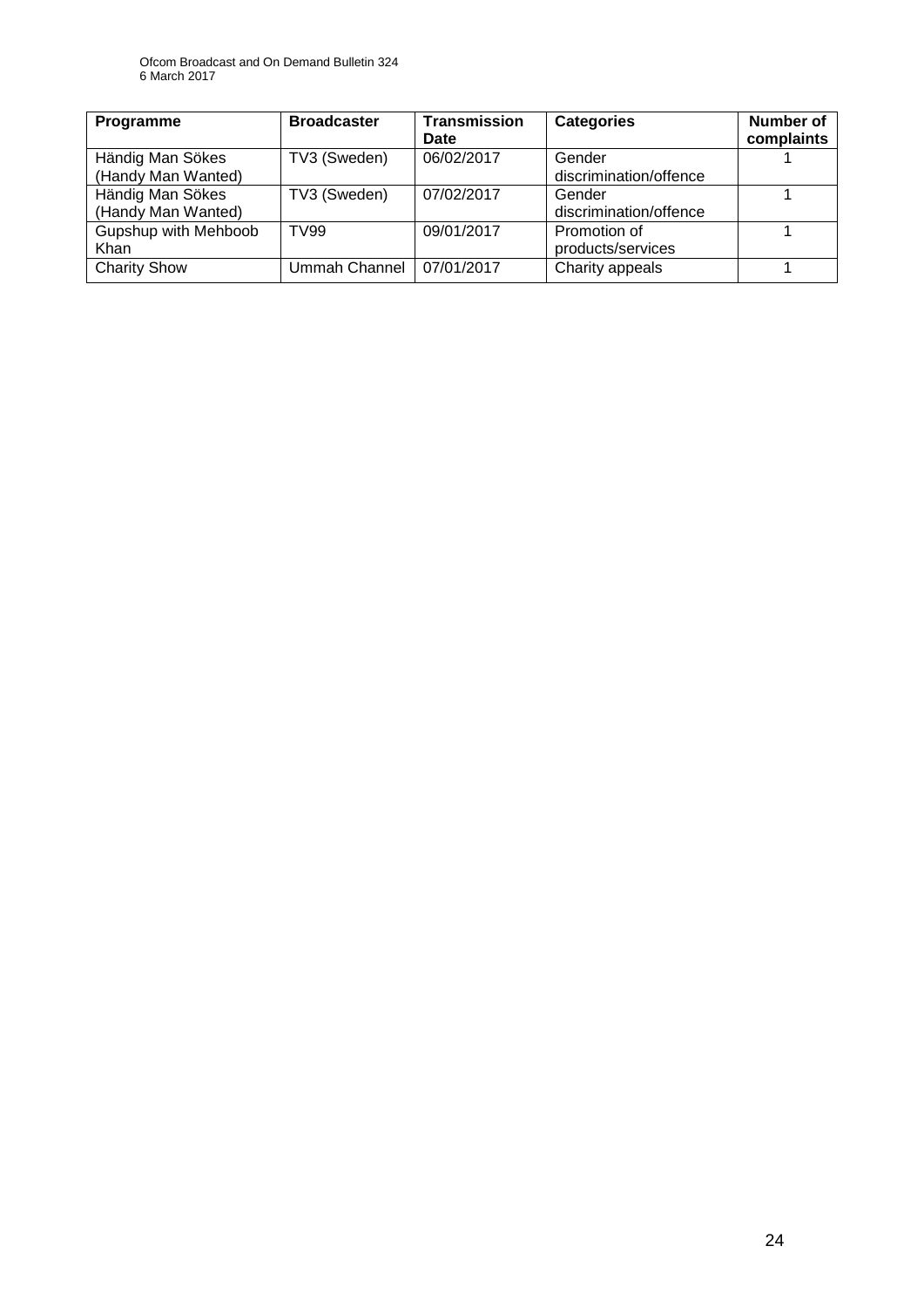| Programme | Broadcaster | Transmission Date | Categories | Number of complaints |
| --- | --- | --- | --- | --- |
| Händig Man Sökes (Handy Man Wanted) | TV3 (Sweden) | 06/02/2017 | Gender discrimination/offence | 1 |
| Händig Man Sökes (Handy Man Wanted) | TV3 (Sweden) | 07/02/2017 | Gender discrimination/offence | 1 |
| Gupshup with Mehboob Khan | TV99 | 09/01/2017 | Promotion of products/services | 1 |
| Charity Show | Ummah Channel | 07/01/2017 | Charity appeals | 1 |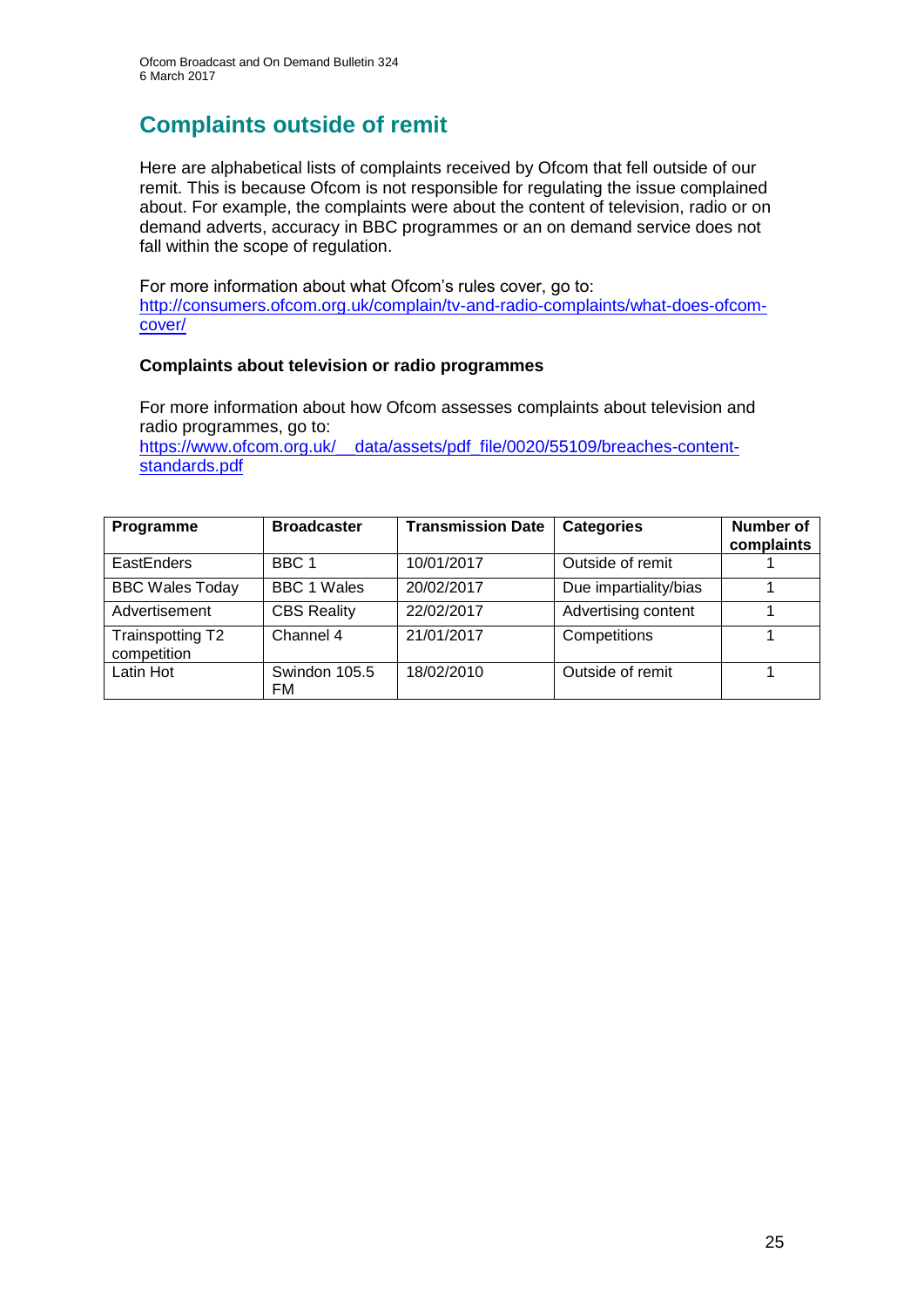## Complaints outside of remit

Here are alphabetical lists of complaints received by Ofcom that fell outside of our remit. This is because Ofcom is not responsible for regulating the issue complained about. For example, the complaints were about the content of television, radio or on demand adverts, accuracy in BBC programmes or an on demand service does not fall within the scope of regulation.

For more information about what Ofcom's rules cover, go to: [http://consumers.ofcom.org.uk/complain/tv-and-radio-complaints/what-does-ofcom-cover/](http://consumers.ofcom.org.uk/complain/tv-and-radio-complaints/what-does-ofcom-cover/)

### Complaints about television or radio programmes

For more information about how Ofcom assesses complaints about television and radio programmes, go to: [https://www.ofcom.org.uk/__data/assets/pdf_file/0020/55109/breaches-content-standards.pdf](https://www.ofcom.org.uk/__data/assets/pdf_file/0020/55109/breaches-content-standards.pdf)

| Programme | Broadcaster | Transmission Date | Categories | Number of complaints |
|---|---|---|---|---|
| EastEnders | BBC 1 | 10/01/2017 | Outside of remit | 1 |
| BBC Wales Today | BBC 1 Wales | 20/02/2017 | Due impartiality/bias | 1 |
| Advertisement | CBS Reality | 22/02/2017 | Advertising content | 1 |
| Trainspotting T2 competition | Channel 4 | 21/01/2017 | Competitions | 1 |
| Latin Hot | Swindon 105.5 FM | 18/02/2010 | Outside of remit | 1 |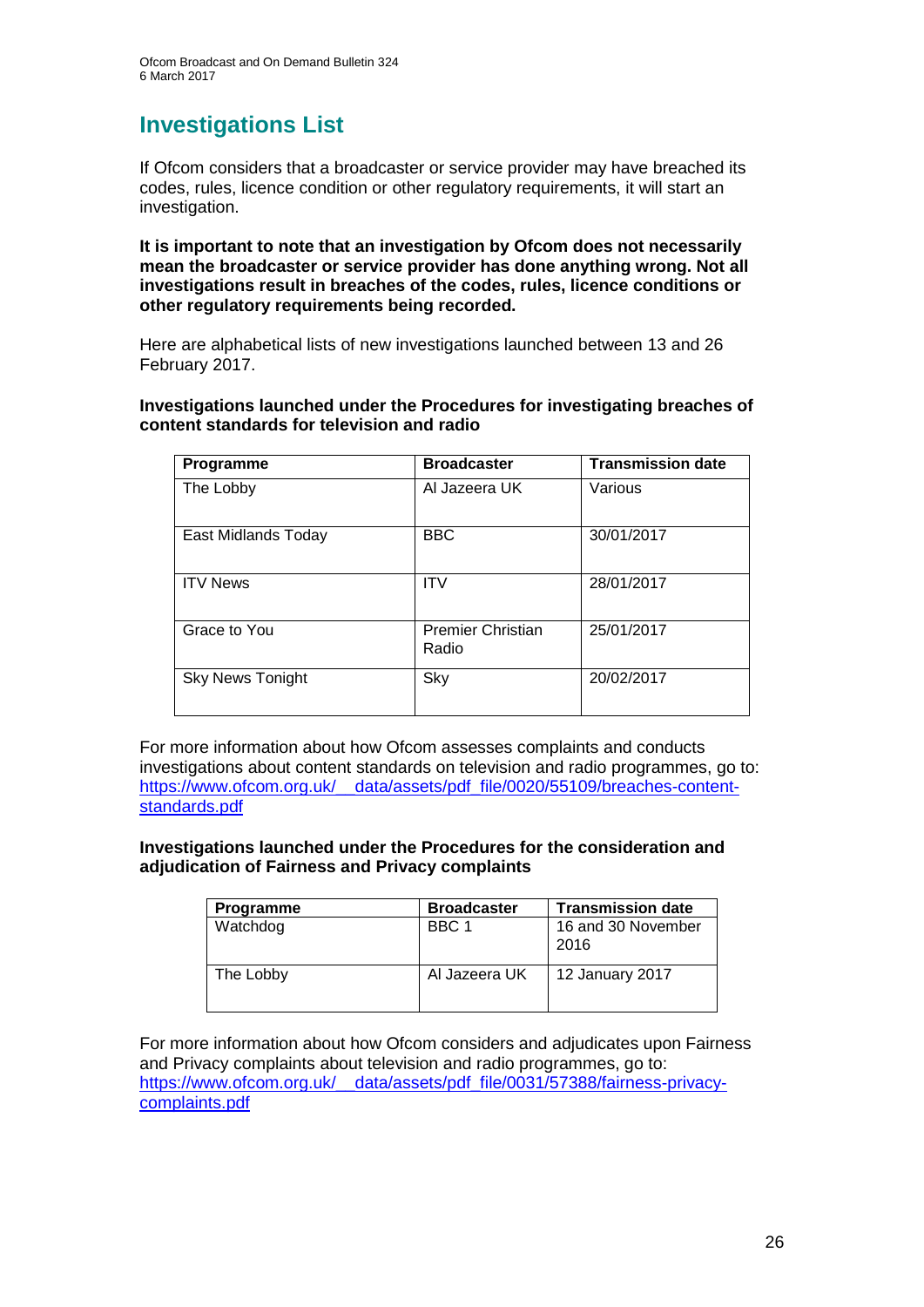# Investigations List

If Ofcom considers that a broadcaster or service provider may have breached its codes, rules, licence condition or other regulatory requirements, it will start an investigation.

**It is important to note that an investigation by Ofcom does not necessarily mean the broadcaster or service provider has done anything wrong. Not all investigations result in breaches of the codes, rules, licence conditions or other regulatory requirements being recorded.**

Here are alphabetical lists of new investigations launched between 13 and 26 February 2017.

**Investigations launched under the Procedures for investigating breaches of content standards for television and radio**

| Programme | Broadcaster | Transmission date |
| --- | --- | --- |
| The Lobby | Al Jazeera UK | Various |
| East Midlands Today | BBC | 30/01/2017 |
| ITV News | ITV | 28/01/2017 |
| Grace to You | Premier Christian Radio | 25/01/2017 |
| Sky News Tonight | Sky | 20/02/2017 |

For more information about how Ofcom assesses complaints and conducts investigations about content standards on television and radio programmes, go to: https://www.ofcom.org.uk/__data/assets/pdf_file/0020/55109/breaches-content-standards.pdf

**Investigations launched under the Procedures for the consideration and adjudication of Fairness and Privacy complaints**

| Programme | Broadcaster | Transmission date |
| --- | --- | --- |
| Watchdog | BBC 1 | 16 and 30 November 2016 |
| The Lobby | Al Jazeera UK | 12 January 2017 |

For more information about how Ofcom considers and adjudicates upon Fairness and Privacy complaints about television and radio programmes, go to: https://www.ofcom.org.uk/__data/assets/pdf_file/0031/57388/fairness-privacy-complaints.pdf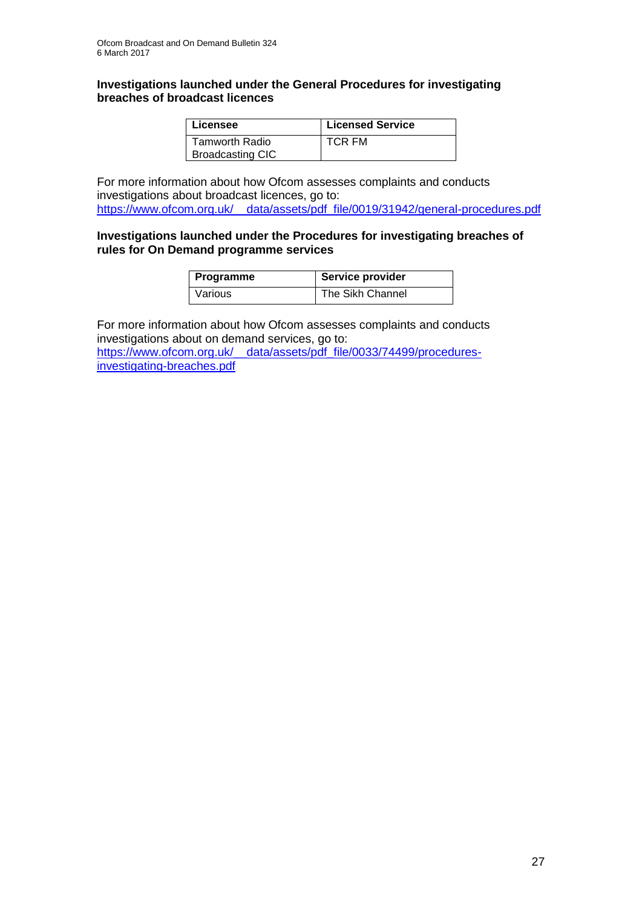### Investigations launched under the General Procedures for investigating breaches of broadcast licences

| Licensee | Licensed Service |
|---|---|
| Tamworth Radio Broadcasting CIC | TCR FM |

For more information about how Ofcom assesses complaints and conducts investigations about broadcast licences, go to:
https://www.ofcom.org.uk/__data/assets/pdf_file/0019/31942/general-procedures.pdf

### Investigations launched under the Procedures for investigating breaches of rules for On Demand programme services

| Programme | Service provider |
|---|---|
| Various | The Sikh Channel |

For more information about how Ofcom assesses complaints and conducts investigations about on demand services, go to:
https://www.ofcom.org.uk/__data/assets/pdf_file/0033/74499/procedures-investigating-breaches.pdf